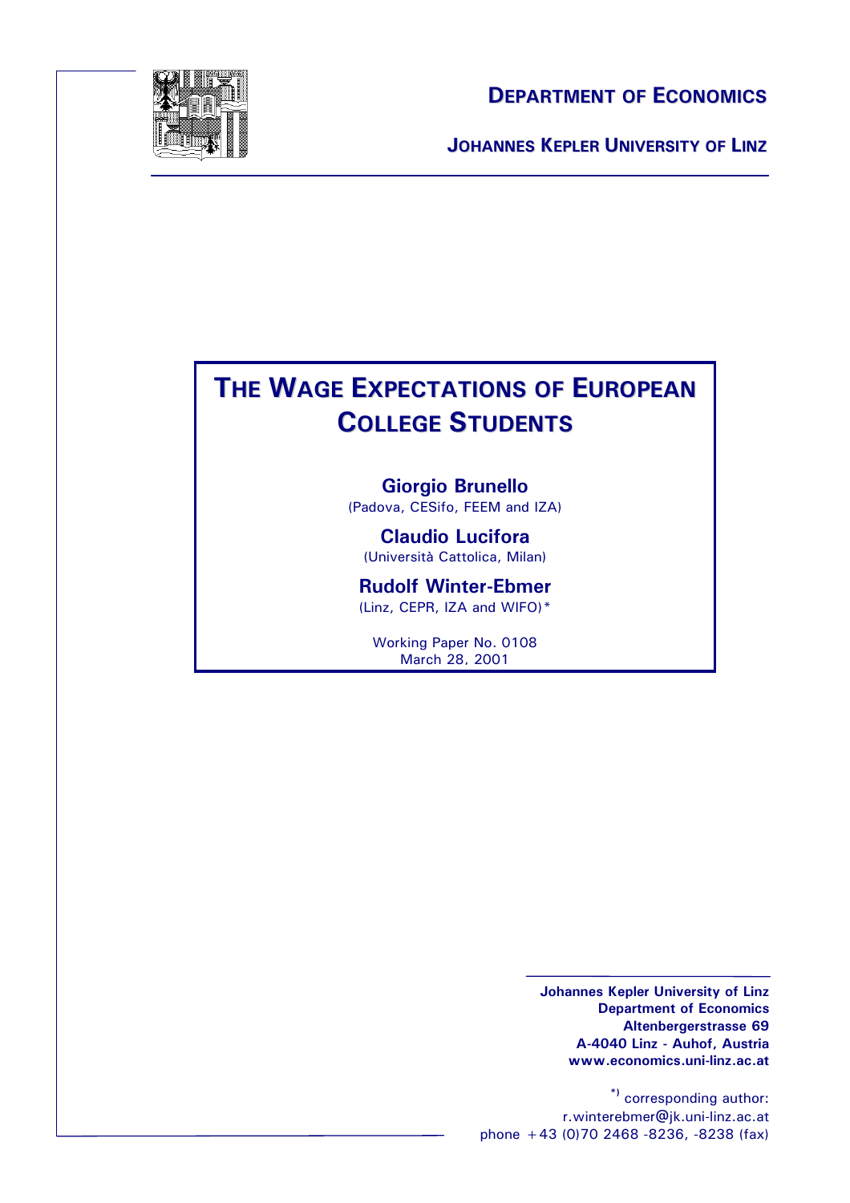**Department of Economics**

**Johannes Kepler University of Linz**

# The Wage Expectations of European College Students

**Giorgio Brunello**
(Padova, CESifo, FEEM and IZA)

**Claudio Lucifora**
(Università Cattolica, Milan)

**Rudolf Winter-Ebmer**
(Linz, CEPR, IZA and WIFO)*

Working Paper No. 0108
March 28, 2001

**Johannes Kepler University of Linz**
**Department of Economics**
**Altenbergerstrasse 69**
**A-4040 Linz - Auhof, Austria**
**www.economics.uni-linz.ac.at**

*) corresponding author:
r.winterebmer@jk.uni-linz.ac.at
phone +43 (0)70 2468 -8236, -8238 (fax)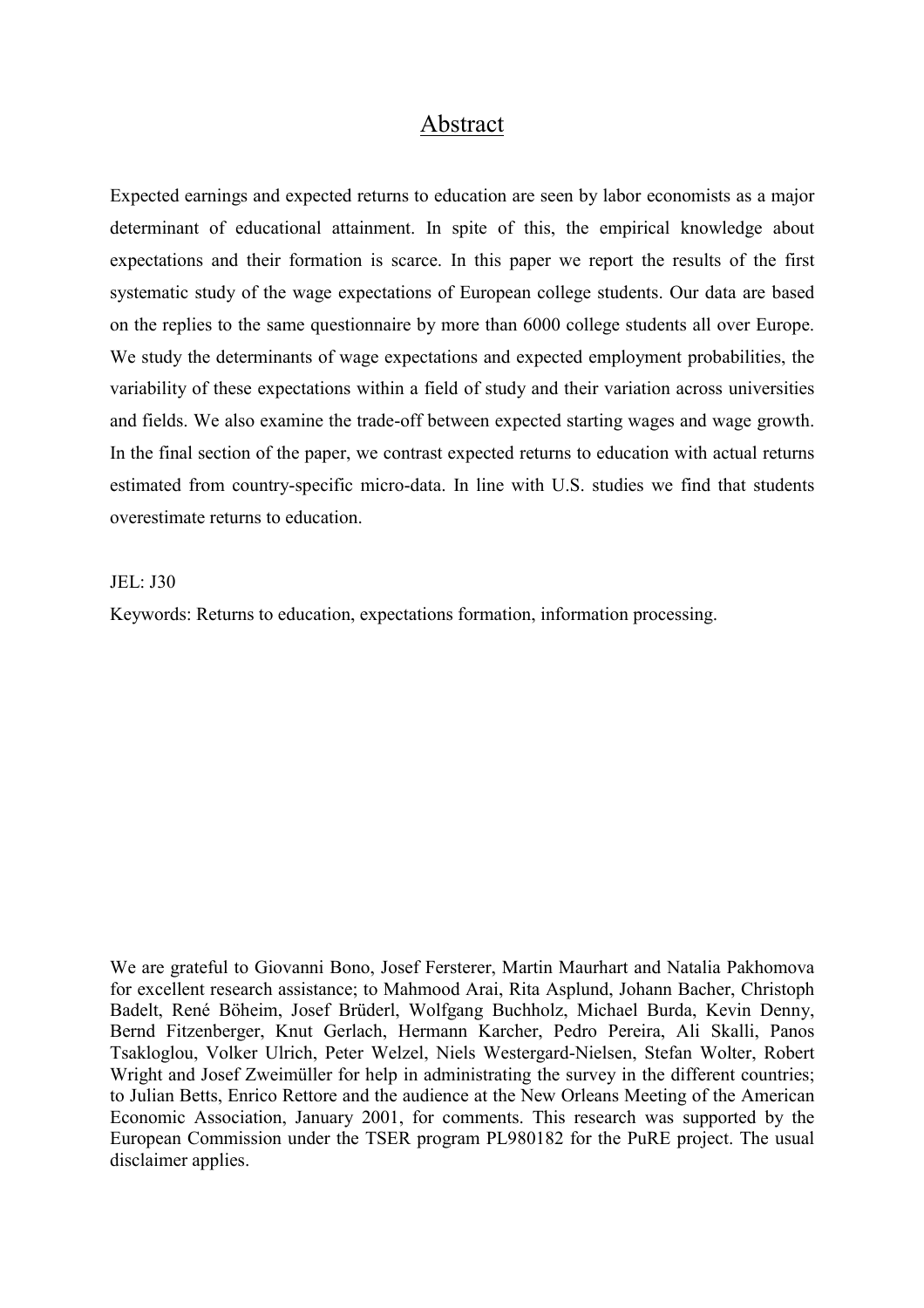# Abstract

Expected earnings and expected returns to education are seen by labor economists as a major determinant of educational attainment. In spite of this, the empirical knowledge about expectations and their formation is scarce. In this paper we report the results of the first systematic study of the wage expectations of European college students. Our data are based on the replies to the same questionnaire by more than 6000 college students all over Europe. We study the determinants of wage expectations and expected employment probabilities, the variability of these expectations within a field of study and their variation across universities and fields. We also examine the trade-off between expected starting wages and wage growth. In the final section of the paper, we contrast expected returns to education with actual returns estimated from country-specific micro-data. In line with U.S. studies we find that students overestimate returns to education.

JEL: J30

Keywords: Returns to education, expectations formation, information processing.

We are grateful to Giovanni Bono, Josef Fersterer, Martin Maurhart and Natalia Pakhomova for excellent research assistance; to Mahmood Arai, Rita Asplund, Johann Bacher, Christoph Badelt, René Böheim, Josef Brüderl, Wolfgang Buchholz, Michael Burda, Kevin Denny, Bernd Fitzenberger, Knut Gerlach, Hermann Karcher, Pedro Pereira, Ali Skalli, Panos Tsakloglou, Volker Ulrich, Peter Welzel, Niels Westergard-Nielsen, Stefan Wolter, Robert Wright and Josef Zweimüller for help in administrating the survey in the different countries; to Julian Betts, Enrico Rettore and the audience at the New Orleans Meeting of the American Economic Association, January 2001, for comments. This research was supported by the European Commission under the TSER program PL980182 for the PuRE project. The usual disclaimer applies.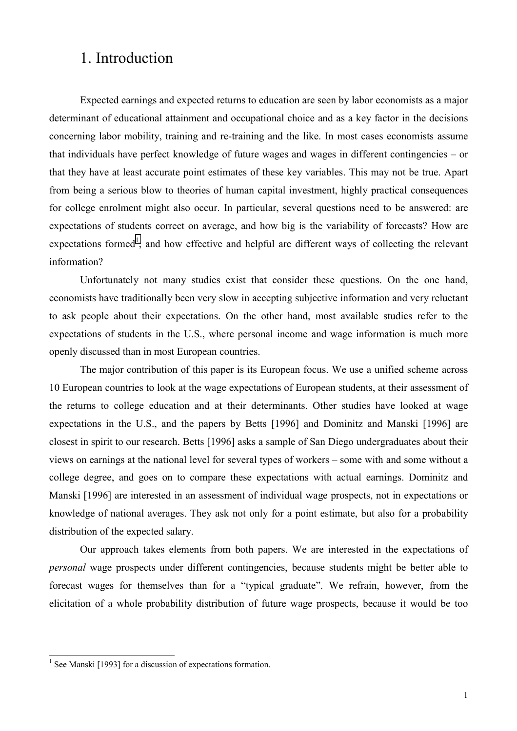# 1. Introduction

Expected earnings and expected returns to education are seen by labor economists as a major determinant of educational attainment and occupational choice and as a key factor in the decisions concerning labor mobility, training and re-training and the like. In most cases economists assume that individuals have perfect knowledge of future wages and wages in different contingencies – or that they have at least accurate point estimates of these key variables. This may not be true. Apart from being a serious blow to theories of human capital investment, highly practical consequences for college enrolment might also occur. In particular, several questions need to be answered: are expectations of students correct on average, and how big is the variability of forecasts? How are expectations formed[1], and how effective and helpful are different ways of collecting the relevant information?

Unfortunately not many studies exist that consider these questions. On the one hand, economists have traditionally been very slow in accepting subjective information and very reluctant to ask people about their expectations. On the other hand, most available studies refer to the expectations of students in the U.S., where personal income and wage information is much more openly discussed than in most European countries.

The major contribution of this paper is its European focus. We use a unified scheme across 10 European countries to look at the wage expectations of European students, at their assessment of the returns to college education and at their determinants. Other studies have looked at wage expectations in the U.S., and the papers by Betts [1996] and Dominitz and Manski [1996] are closest in spirit to our research. Betts [1996] asks a sample of San Diego undergraduates about their views on earnings at the national level for several types of workers – some with and some without a college degree, and goes on to compare these expectations with actual earnings. Dominitz and Manski [1996] are interested in an assessment of individual wage prospects, not in expectations or knowledge of national averages. They ask not only for a point estimate, but also for a probability distribution of the expected salary.

Our approach takes elements from both papers. We are interested in the expectations of *personal* wage prospects under different contingencies, because students might be better able to forecast wages for themselves than for a "typical graduate". We refrain, however, from the elicitation of a whole probability distribution of future wage prospects, because it would be too

[1] See Manski [1993] for a discussion of expectations formation.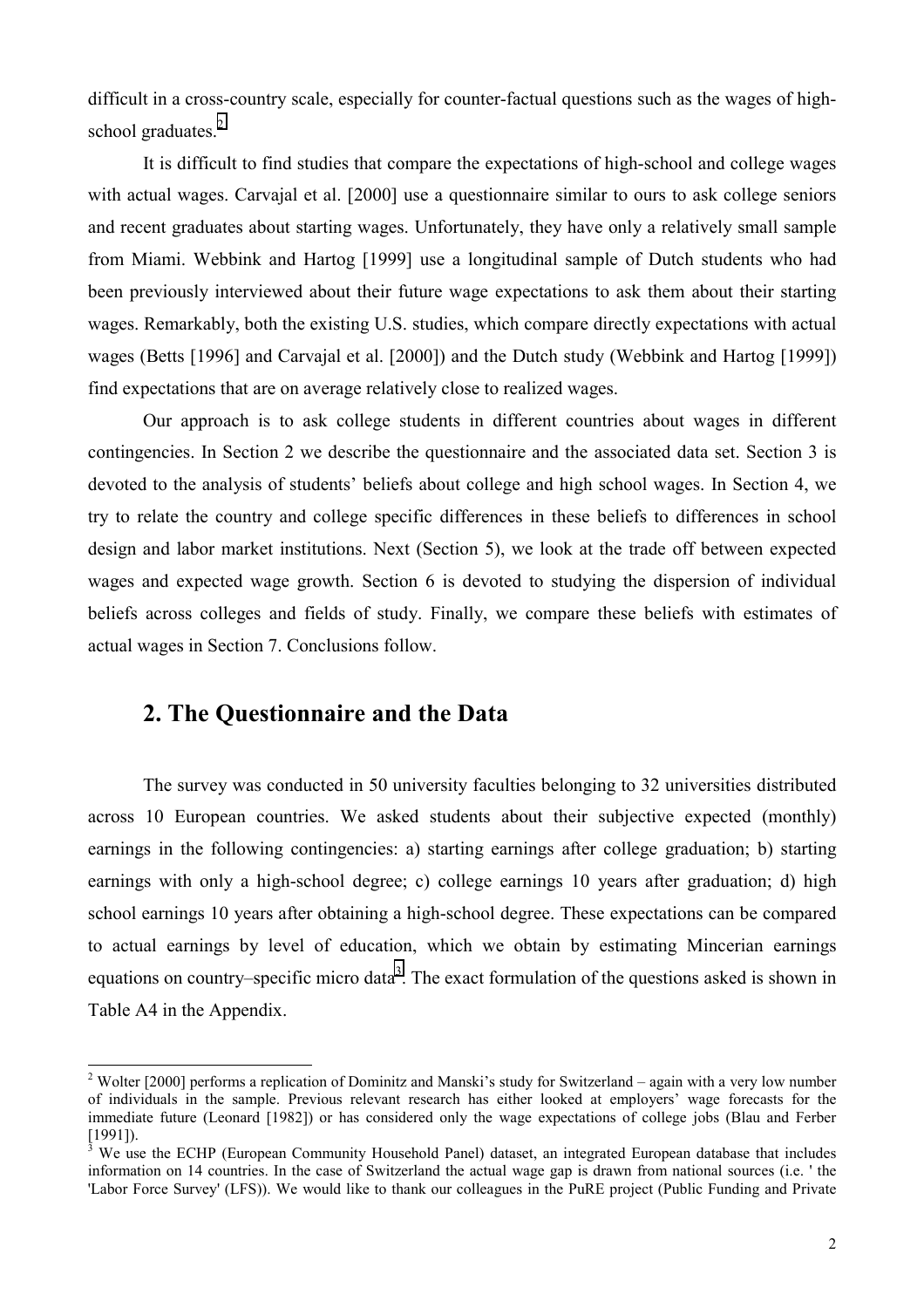difficult in a cross-country scale, especially for counter-factual questions such as the wages of high-school graduates.[2]

It is difficult to find studies that compare the expectations of high-school and college wages with actual wages. Carvajal et al. [2000] use a questionnaire similar to ours to ask college seniors and recent graduates about starting wages. Unfortunately, they have only a relatively small sample from Miami. Webbink and Hartog [1999] use a longitudinal sample of Dutch students who had been previously interviewed about their future wage expectations to ask them about their starting wages. Remarkably, both the existing U.S. studies, which compare directly expectations with actual wages (Betts [1996] and Carvajal et al. [2000]) and the Dutch study (Webbink and Hartog [1999]) find expectations that are on average relatively close to realized wages.

Our approach is to ask college students in different countries about wages in different contingencies. In Section 2 we describe the questionnaire and the associated data set. Section 3 is devoted to the analysis of students' beliefs about college and high school wages. In Section 4, we try to relate the country and college specific differences in these beliefs to differences in school design and labor market institutions. Next (Section 5), we look at the trade off between expected wages and expected wage growth. Section 6 is devoted to studying the dispersion of individual beliefs across colleges and fields of study. Finally, we compare these beliefs with estimates of actual wages in Section 7. Conclusions follow.

## 2. The Questionnaire and the Data

The survey was conducted in 50 university faculties belonging to 32 universities distributed across 10 European countries. We asked students about their subjective expected (monthly) earnings in the following contingencies: a) starting earnings after college graduation; b) starting earnings with only a high-school degree; c) college earnings 10 years after graduation; d) high school earnings 10 years after obtaining a high-school degree. These expectations can be compared to actual earnings by level of education, which we obtain by estimating Mincerian earnings equations on country–specific micro data[3]. The exact formulation of the questions asked is shown in Table A4 in the Appendix.

---

[2] Wolter [2000] performs a replication of Dominitz and Manski's study for Switzerland – again with a very low number of individuals in the sample. Previous relevant research has either looked at employers' wage forecasts for the immediate future (Leonard [1982]) or has considered only the wage expectations of college jobs (Blau and Ferber [1991]).

[3] We use the ECHP (European Community Household Panel) dataset, an integrated European database that includes information on 14 countries. In the case of Switzerland the actual wage gap is drawn from national sources (i.e. ' the 'Labor Force Survey' (LFS)). We would like to thank our colleagues in the PuRE project (Public Funding and Private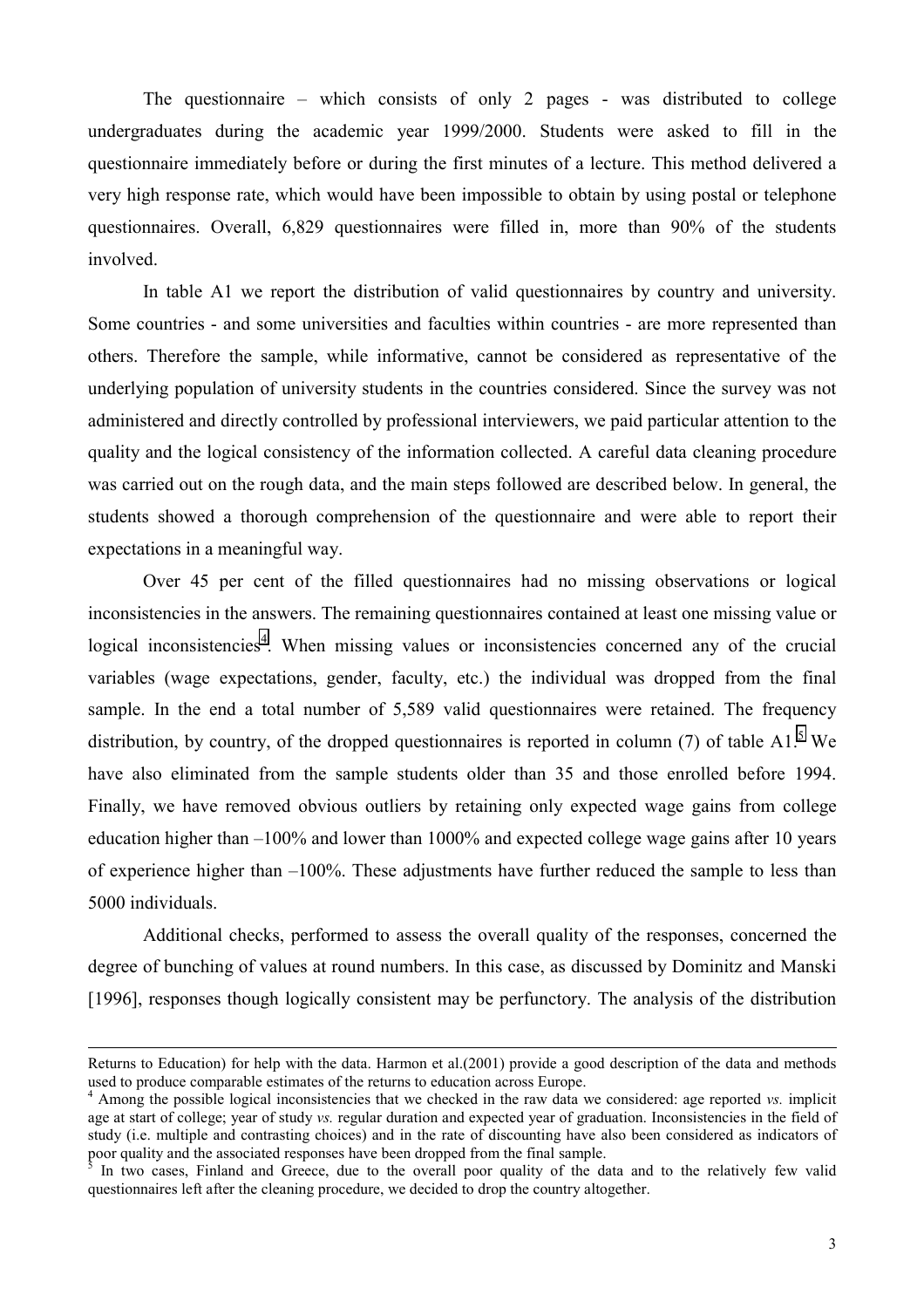The questionnaire – which consists of only 2 pages - was distributed to college undergraduates during the academic year 1999/2000. Students were asked to fill in the questionnaire immediately before or during the first minutes of a lecture. This method delivered a very high response rate, which would have been impossible to obtain by using postal or telephone questionnaires. Overall, 6,829 questionnaires were filled in, more than 90% of the students involved.

In table A1 we report the distribution of valid questionnaires by country and university. Some countries - and some universities and faculties within countries - are more represented than others. Therefore the sample, while informative, cannot be considered as representative of the underlying population of university students in the countries considered. Since the survey was not administered and directly controlled by professional interviewers, we paid particular attention to the quality and the logical consistency of the information collected. A careful data cleaning procedure was carried out on the rough data, and the main steps followed are described below. In general, the students showed a thorough comprehension of the questionnaire and were able to report their expectations in a meaningful way.

Over 45 per cent of the filled questionnaires had no missing observations or logical inconsistencies in the answers. The remaining questionnaires contained at least one missing value or logical inconsistencies[4]. When missing values or inconsistencies concerned any of the crucial variables (wage expectations, gender, faculty, etc.) the individual was dropped from the final sample. In the end a total number of 5,589 valid questionnaires were retained. The frequency distribution, by country, of the dropped questionnaires is reported in column (7) of table A1.[5] We have also eliminated from the sample students older than 35 and those enrolled before 1994. Finally, we have removed obvious outliers by retaining only expected wage gains from college education higher than –100% and lower than 1000% and expected college wage gains after 10 years of experience higher than –100%. These adjustments have further reduced the sample to less than 5000 individuals.

Additional checks, performed to assess the overall quality of the responses, concerned the degree of bunching of values at round numbers. In this case, as discussed by Dominitz and Manski [1996], responses though logically consistent may be perfunctory. The analysis of the distribution

---

Returns to Education) for help with the data. Harmon et al.(2001) provide a good description of the data and methods used to produce comparable estimates of the returns to education across Europe.

[4] Among the possible logical inconsistencies that we checked in the raw data we considered: age reported *vs.* implicit age at start of college; year of study *vs.* regular duration and expected year of graduation. Inconsistencies in the field of study (i.e. multiple and contrasting choices) and in the rate of discounting have also been considered as indicators of poor quality and the associated responses have been dropped from the final sample.

[5] In two cases, Finland and Greece, due to the overall poor quality of the data and to the relatively few valid questionnaires left after the cleaning procedure, we decided to drop the country altogether.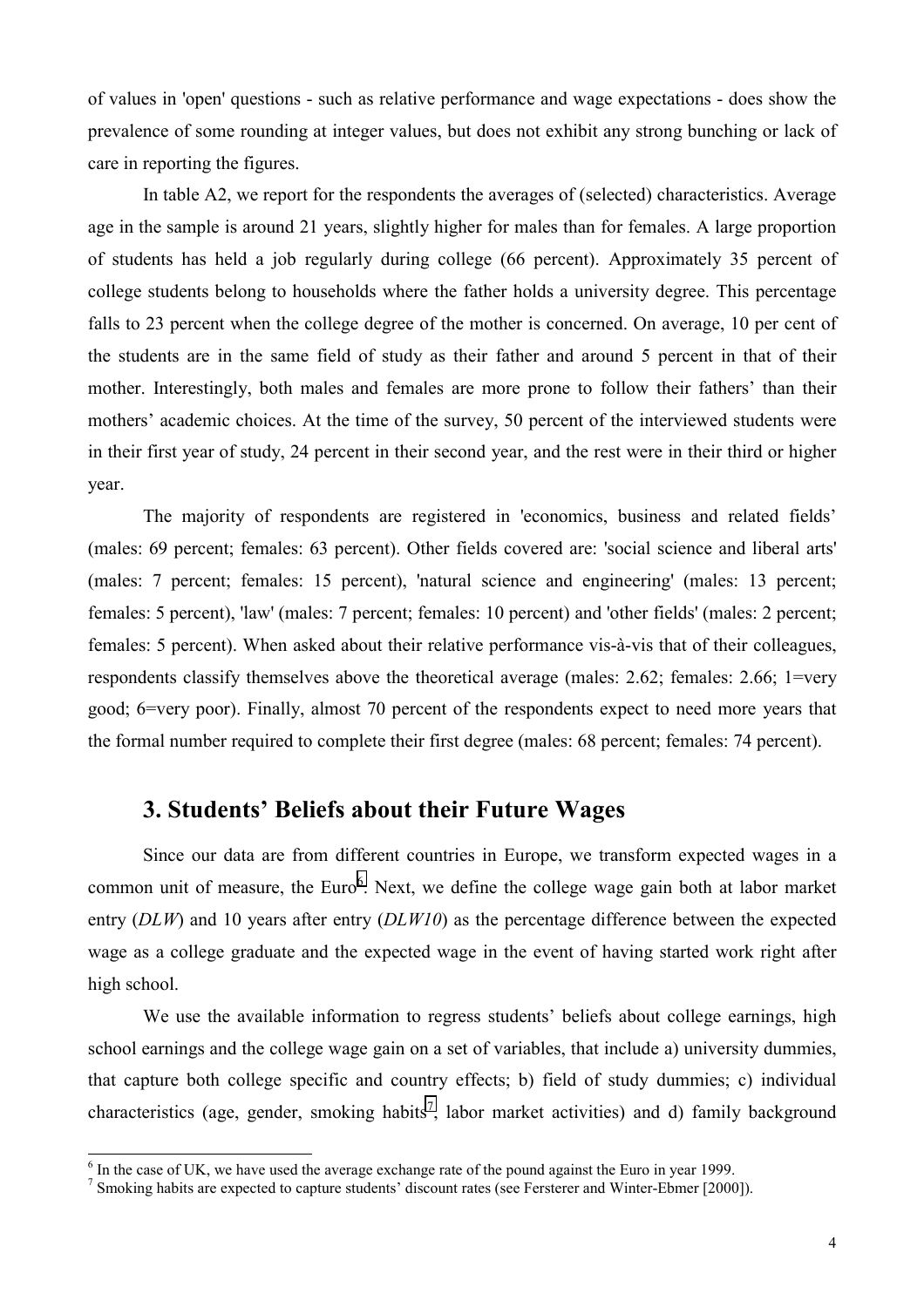of values in 'open' questions - such as relative performance and wage expectations - does show the prevalence of some rounding at integer values, but does not exhibit any strong bunching or lack of care in reporting the figures.

In table A2, we report for the respondents the averages of (selected) characteristics. Average age in the sample is around 21 years, slightly higher for males than for females. A large proportion of students has held a job regularly during college (66 percent). Approximately 35 percent of college students belong to households where the father holds a university degree. This percentage falls to 23 percent when the college degree of the mother is concerned. On average, 10 per cent of the students are in the same field of study as their father and around 5 percent in that of their mother. Interestingly, both males and females are more prone to follow their fathers' than their mothers' academic choices. At the time of the survey, 50 percent of the interviewed students were in their first year of study, 24 percent in their second year, and the rest were in their third or higher year.

The majority of respondents are registered in 'economics, business and related fields' (males: 69 percent; females: 63 percent). Other fields covered are: 'social science and liberal arts' (males: 7 percent; females: 15 percent), 'natural science and engineering' (males: 13 percent; females: 5 percent), 'law' (males: 7 percent; females: 10 percent) and 'other fields' (males: 2 percent; females: 5 percent). When asked about their relative performance vis-à-vis that of their colleagues, respondents classify themselves above the theoretical average (males: 2.62; females: 2.66; 1=very good; 6=very poor). Finally, almost 70 percent of the respondents expect to need more years that the formal number required to complete their first degree (males: 68 percent; females: 74 percent).

## 3. Students' Beliefs about their Future Wages

Since our data are from different countries in Europe, we transform expected wages in a common unit of measure, the Euro[6]. Next, we define the college wage gain both at labor market entry (*DLW*) and 10 years after entry (*DLW10*) as the percentage difference between the expected wage as a college graduate and the expected wage in the event of having started work right after high school.

We use the available information to regress students' beliefs about college earnings, high school earnings and the college wage gain on a set of variables, that include a) university dummies, that capture both college specific and country effects; b) field of study dummies; c) individual characteristics (age, gender, smoking habits[7], labor market activities) and d) family background

[6] In the case of UK, we have used the average exchange rate of the pound against the Euro in year 1999.

[7] Smoking habits are expected to capture students' discount rates (see Fersterer and Winter-Ebmer [2000]).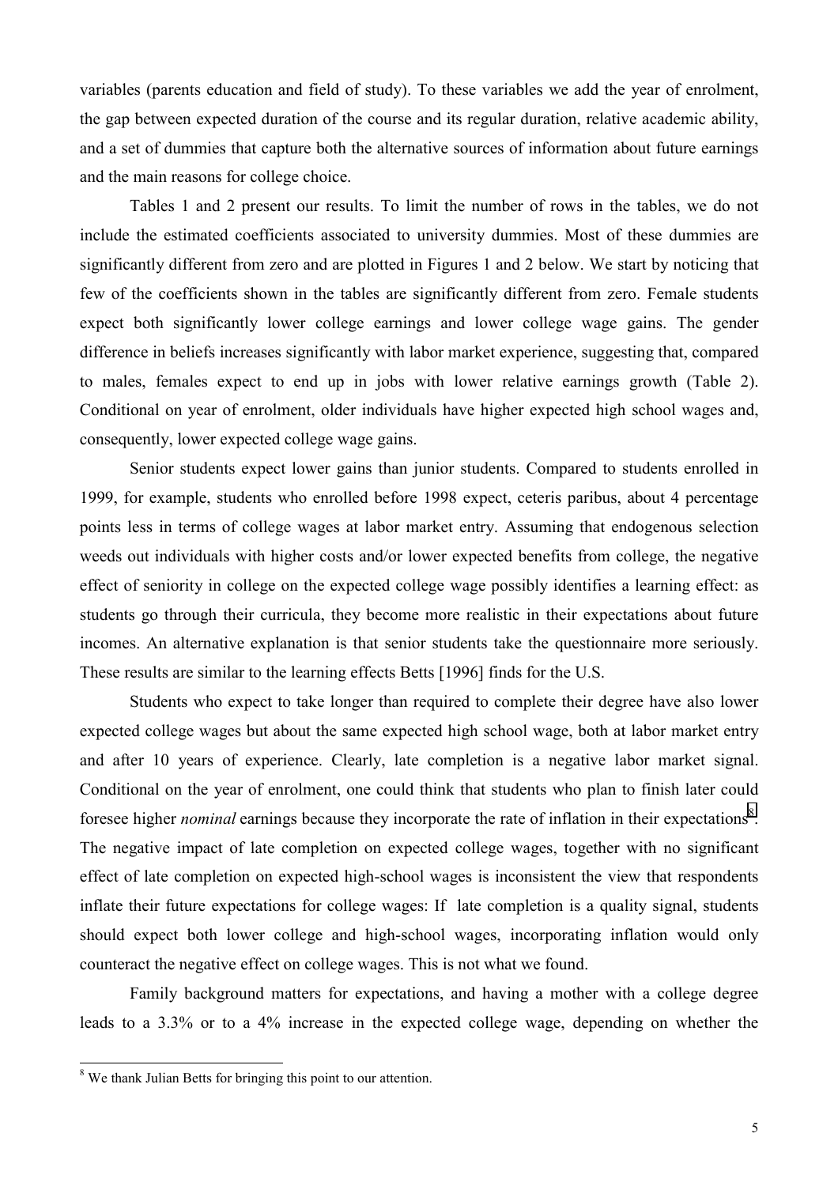variables (parents education and field of study). To these variables we add the year of enrolment, the gap between expected duration of the course and its regular duration, relative academic ability, and a set of dummies that capture both the alternative sources of information about future earnings and the main reasons for college choice.

Tables 1 and 2 present our results. To limit the number of rows in the tables, we do not include the estimated coefficients associated to university dummies. Most of these dummies are significantly different from zero and are plotted in Figures 1 and 2 below. We start by noticing that few of the coefficients shown in the tables are significantly different from zero. Female students expect both significantly lower college earnings and lower college wage gains. The gender difference in beliefs increases significantly with labor market experience, suggesting that, compared to males, females expect to end up in jobs with lower relative earnings growth (Table 2). Conditional on year of enrolment, older individuals have higher expected high school wages and, consequently, lower expected college wage gains.

Senior students expect lower gains than junior students. Compared to students enrolled in 1999, for example, students who enrolled before 1998 expect, ceteris paribus, about 4 percentage points less in terms of college wages at labor market entry. Assuming that endogenous selection weeds out individuals with higher costs and/or lower expected benefits from college, the negative effect of seniority in college on the expected college wage possibly identifies a learning effect: as students go through their curricula, they become more realistic in their expectations about future incomes. An alternative explanation is that senior students take the questionnaire more seriously. These results are similar to the learning effects Betts [1996] finds for the U.S.

Students who expect to take longer than required to complete their degree have also lower expected college wages but about the same expected high school wage, both at labor market entry and after 10 years of experience. Clearly, late completion is a negative labor market signal. Conditional on the year of enrolment, one could think that students who plan to finish later could foresee higher *nominal* earnings because they incorporate the rate of inflation in their expectations[8]. The negative impact of late completion on expected college wages, together with no significant effect of late completion on expected high-school wages is inconsistent the view that respondents inflate their future expectations for college wages: If late completion is a quality signal, students should expect both lower college and high-school wages, incorporating inflation would only counteract the negative effect on college wages. This is not what we found.

Family background matters for expectations, and having a mother with a college degree leads to a 3.3% or to a 4% increase in the expected college wage, depending on whether the

[8] We thank Julian Betts for bringing this point to our attention.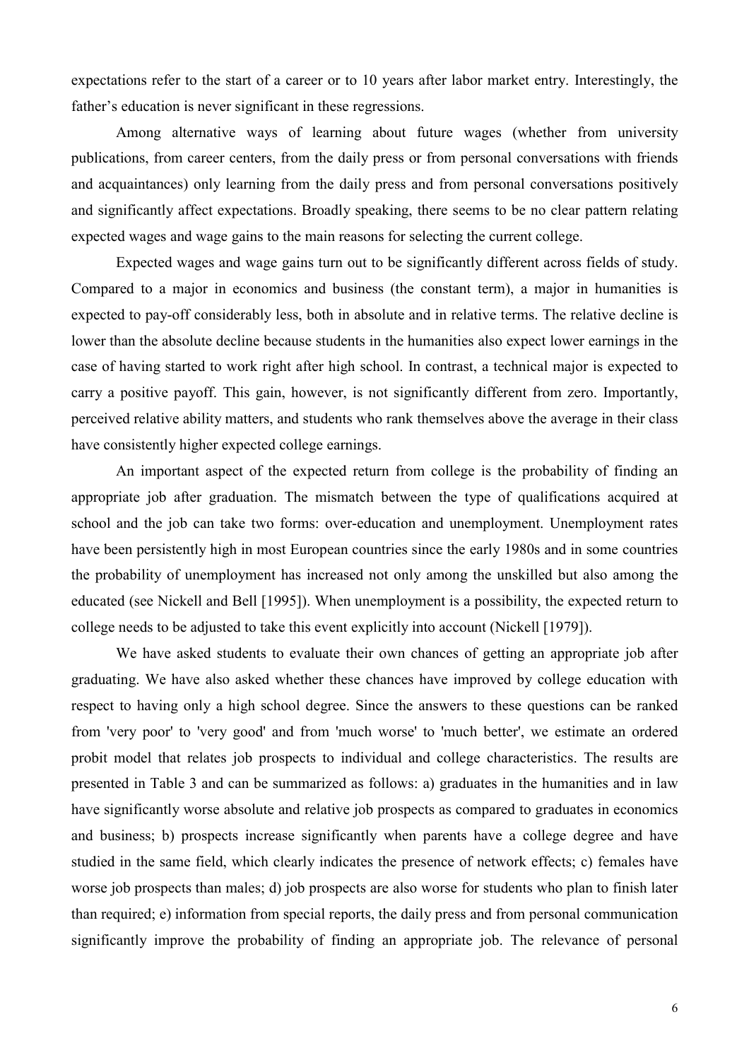expectations refer to the start of a career or to 10 years after labor market entry. Interestingly, the father's education is never significant in these regressions.

Among alternative ways of learning about future wages (whether from university publications, from career centers, from the daily press or from personal conversations with friends and acquaintances) only learning from the daily press and from personal conversations positively and significantly affect expectations. Broadly speaking, there seems to be no clear pattern relating expected wages and wage gains to the main reasons for selecting the current college.

Expected wages and wage gains turn out to be significantly different across fields of study. Compared to a major in economics and business (the constant term), a major in humanities is expected to pay-off considerably less, both in absolute and in relative terms. The relative decline is lower than the absolute decline because students in the humanities also expect lower earnings in the case of having started to work right after high school. In contrast, a technical major is expected to carry a positive payoff. This gain, however, is not significantly different from zero. Importantly, perceived relative ability matters, and students who rank themselves above the average in their class have consistently higher expected college earnings.

An important aspect of the expected return from college is the probability of finding an appropriate job after graduation. The mismatch between the type of qualifications acquired at school and the job can take two forms: over-education and unemployment. Unemployment rates have been persistently high in most European countries since the early 1980s and in some countries the probability of unemployment has increased not only among the unskilled but also among the educated (see Nickell and Bell [1995]). When unemployment is a possibility, the expected return to college needs to be adjusted to take this event explicitly into account (Nickell [1979]).

We have asked students to evaluate their own chances of getting an appropriate job after graduating. We have also asked whether these chances have improved by college education with respect to having only a high school degree. Since the answers to these questions can be ranked from 'very poor' to 'very good' and from 'much worse' to 'much better', we estimate an ordered probit model that relates job prospects to individual and college characteristics. The results are presented in Table 3 and can be summarized as follows: a) graduates in the humanities and in law have significantly worse absolute and relative job prospects as compared to graduates in economics and business; b) prospects increase significantly when parents have a college degree and have studied in the same field, which clearly indicates the presence of network effects; c) females have worse job prospects than males; d) job prospects are also worse for students who plan to finish later than required; e) information from special reports, the daily press and from personal communication significantly improve the probability of finding an appropriate job. The relevance of personal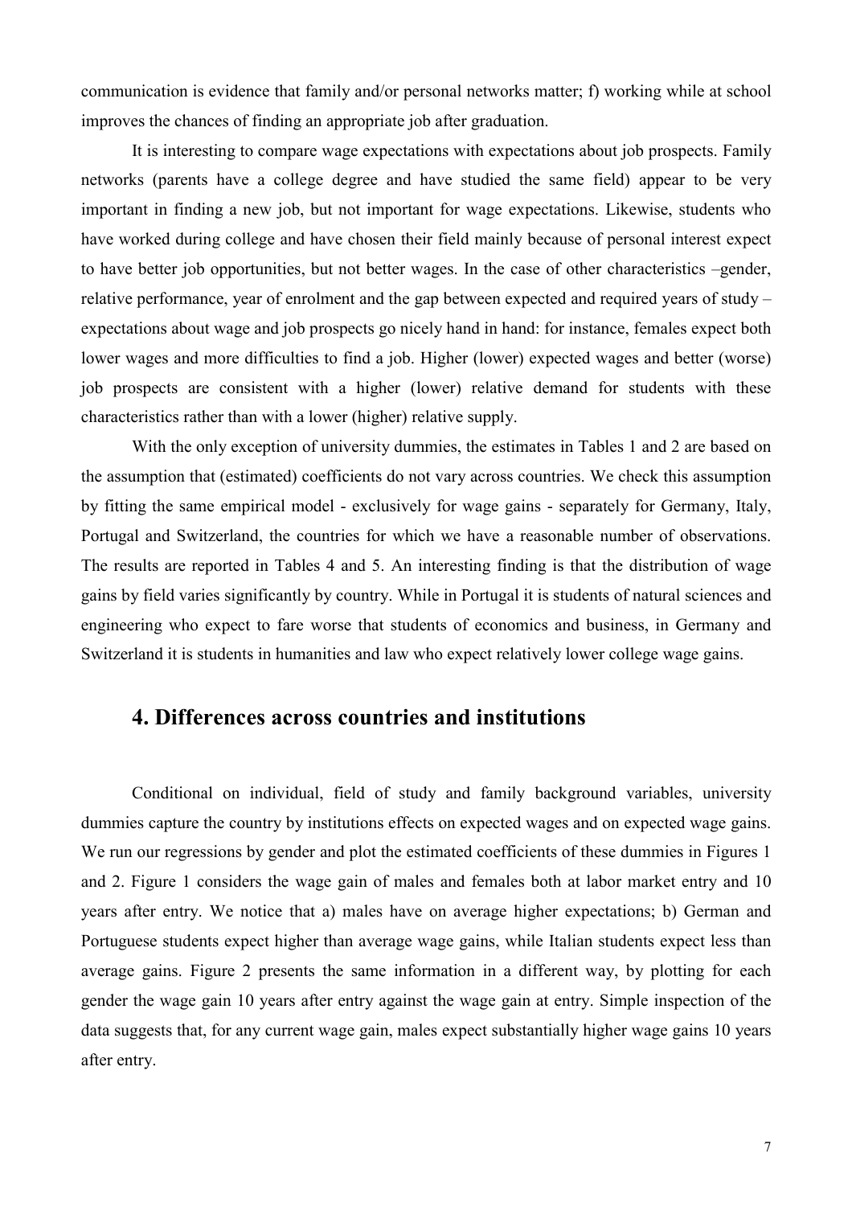communication is evidence that family and/or personal networks matter; f) working while at school improves the chances of finding an appropriate job after graduation.

It is interesting to compare wage expectations with expectations about job prospects. Family networks (parents have a college degree and have studied the same field) appear to be very important in finding a new job, but not important for wage expectations. Likewise, students who have worked during college and have chosen their field mainly because of personal interest expect to have better job opportunities, but not better wages. In the case of other characteristics –gender, relative performance, year of enrolment and the gap between expected and required years of study – expectations about wage and job prospects go nicely hand in hand: for instance, females expect both lower wages and more difficulties to find a job. Higher (lower) expected wages and better (worse) job prospects are consistent with a higher (lower) relative demand for students with these characteristics rather than with a lower (higher) relative supply.

With the only exception of university dummies, the estimates in Tables 1 and 2 are based on the assumption that (estimated) coefficients do not vary across countries. We check this assumption by fitting the same empirical model - exclusively for wage gains - separately for Germany, Italy, Portugal and Switzerland, the countries for which we have a reasonable number of observations. The results are reported in Tables 4 and 5. An interesting finding is that the distribution of wage gains by field varies significantly by country. While in Portugal it is students of natural sciences and engineering who expect to fare worse that students of economics and business, in Germany and Switzerland it is students in humanities and law who expect relatively lower college wage gains.

## 4. Differences across countries and institutions

Conditional on individual, field of study and family background variables, university dummies capture the country by institutions effects on expected wages and on expected wage gains. We run our regressions by gender and plot the estimated coefficients of these dummies in Figures 1 and 2. Figure 1 considers the wage gain of males and females both at labor market entry and 10 years after entry. We notice that a) males have on average higher expectations; b) German and Portuguese students expect higher than average wage gains, while Italian students expect less than average gains. Figure 2 presents the same information in a different way, by plotting for each gender the wage gain 10 years after entry against the wage gain at entry. Simple inspection of the data suggests that, for any current wage gain, males expect substantially higher wage gains 10 years after entry.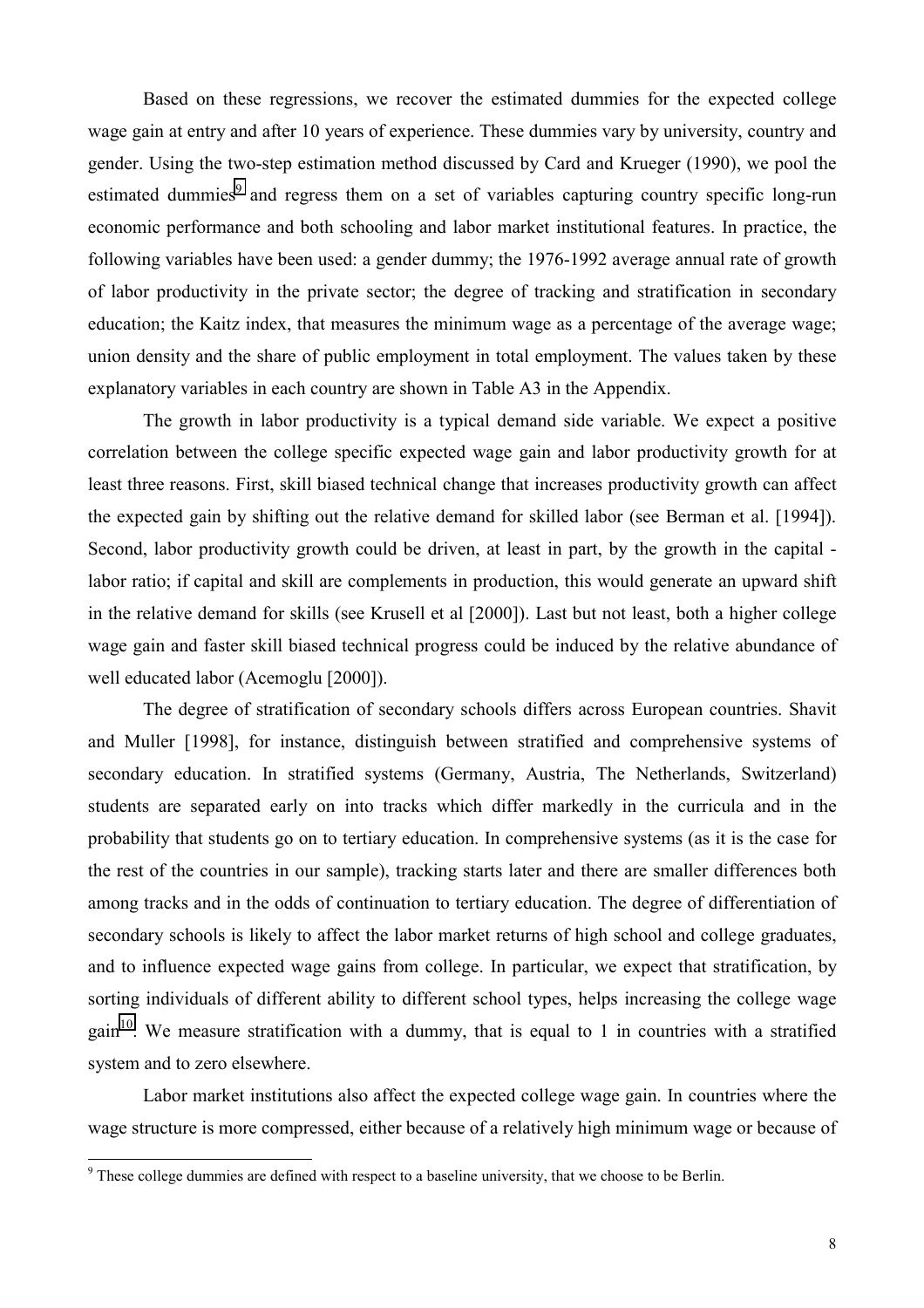Based on these regressions, we recover the estimated dummies for the expected college wage gain at entry and after 10 years of experience. These dummies vary by university, country and gender. Using the two-step estimation method discussed by Card and Krueger (1990), we pool the estimated dummies[9] and regress them on a set of variables capturing country specific long-run economic performance and both schooling and labor market institutional features. In practice, the following variables have been used: a gender dummy; the 1976-1992 average annual rate of growth of labor productivity in the private sector; the degree of tracking and stratification in secondary education; the Kaitz index, that measures the minimum wage as a percentage of the average wage; union density and the share of public employment in total employment. The values taken by these explanatory variables in each country are shown in Table A3 in the Appendix.

The growth in labor productivity is a typical demand side variable. We expect a positive correlation between the college specific expected wage gain and labor productivity growth for at least three reasons. First, skill biased technical change that increases productivity growth can affect the expected gain by shifting out the relative demand for skilled labor (see Berman et al. [1994]). Second, labor productivity growth could be driven, at least in part, by the growth in the capital - labor ratio; if capital and skill are complements in production, this would generate an upward shift in the relative demand for skills (see Krusell et al [2000]). Last but not least, both a higher college wage gain and faster skill biased technical progress could be induced by the relative abundance of well educated labor (Acemoglu [2000]).

The degree of stratification of secondary schools differs across European countries. Shavit and Muller [1998], for instance, distinguish between stratified and comprehensive systems of secondary education. In stratified systems (Germany, Austria, The Netherlands, Switzerland) students are separated early on into tracks which differ markedly in the curricula and in the probability that students go on to tertiary education. In comprehensive systems (as it is the case for the rest of the countries in our sample), tracking starts later and there are smaller differences both among tracks and in the odds of continuation to tertiary education. The degree of differentiation of secondary schools is likely to affect the labor market returns of high school and college graduates, and to influence expected wage gains from college. In particular, we expect that stratification, by sorting individuals of different ability to different school types, helps increasing the college wage gain[10]. We measure stratification with a dummy, that is equal to 1 in countries with a stratified system and to zero elsewhere.

Labor market institutions also affect the expected college wage gain. In countries where the wage structure is more compressed, either because of a relatively high minimum wage or because of

---

[9] These college dummies are defined with respect to a baseline university, that we choose to be Berlin.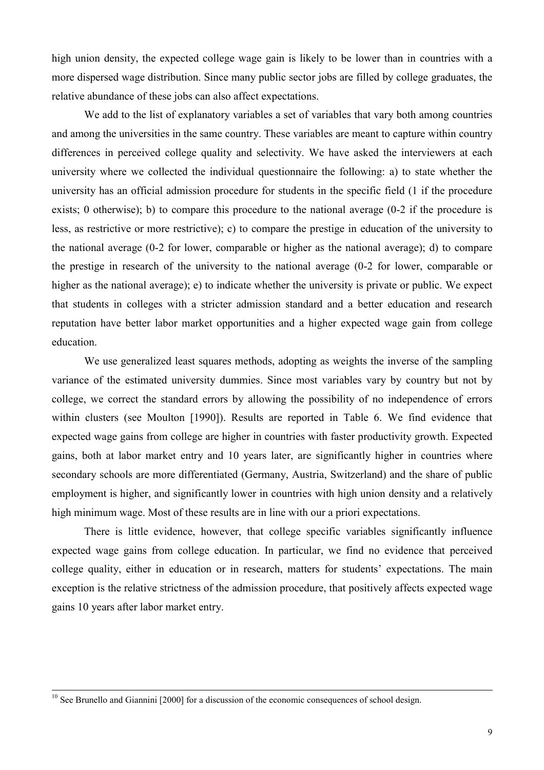high union density, the expected college wage gain is likely to be lower than in countries with a more dispersed wage distribution. Since many public sector jobs are filled by college graduates, the relative abundance of these jobs can also affect expectations.

We add to the list of explanatory variables a set of variables that vary both among countries and among the universities in the same country. These variables are meant to capture within country differences in perceived college quality and selectivity. We have asked the interviewers at each university where we collected the individual questionnaire the following: a) to state whether the university has an official admission procedure for students in the specific field (1 if the procedure exists; 0 otherwise); b) to compare this procedure to the national average (0-2 if the procedure is less, as restrictive or more restrictive); c) to compare the prestige in education of the university to the national average (0-2 for lower, comparable or higher as the national average); d) to compare the prestige in research of the university to the national average (0-2 for lower, comparable or higher as the national average); e) to indicate whether the university is private or public. We expect that students in colleges with a stricter admission standard and a better education and research reputation have better labor market opportunities and a higher expected wage gain from college education.

We use generalized least squares methods, adopting as weights the inverse of the sampling variance of the estimated university dummies. Since most variables vary by country but not by college, we correct the standard errors by allowing the possibility of no independence of errors within clusters (see Moulton [1990]). Results are reported in Table 6. We find evidence that expected wage gains from college are higher in countries with faster productivity growth. Expected gains, both at labor market entry and 10 years later, are significantly higher in countries where secondary schools are more differentiated (Germany, Austria, Switzerland) and the share of public employment is higher, and significantly lower in countries with high union density and a relatively high minimum wage. Most of these results are in line with our a priori expectations.

There is little evidence, however, that college specific variables significantly influence expected wage gains from college education. In particular, we find no evidence that perceived college quality, either in education or in research, matters for students' expectations. The main exception is the relative strictness of the admission procedure, that positively affects expected wage gains 10 years after labor market entry.

[10] See Brunello and Giannini [2000] for a discussion of the economic consequences of school design.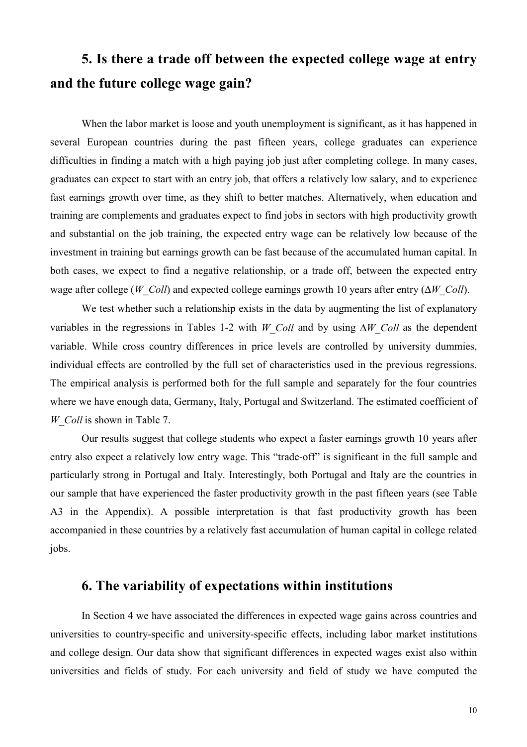## 5. Is there a trade off between the expected college wage at entry and the future college wage gain?

When the labor market is loose and youth unemployment is significant, as it has happened in several European countries during the past fifteen years, college graduates can experience difficulties in finding a match with a high paying job just after completing college. In many cases, graduates can expect to start with an entry job, that offers a relatively low salary, and to experience fast earnings growth over time, as they shift to better matches. Alternatively, when education and training are complements and graduates expect to find jobs in sectors with high productivity growth and substantial on the job training, the expected entry wage can be relatively low because of the investment in training but earnings growth can be fast because of the accumulated human capital. In both cases, we expect to find a negative relationship, or a trade off, between the expected entry wage after college ($W\_Coll$) and expected college earnings growth 10 years after entry ($\Delta W\_Coll$).

We test whether such a relationship exists in the data by augmenting the list of explanatory variables in the regressions in Tables 1-2 with $W\_Coll$ and by using $\Delta W\_Coll$ as the dependent variable. While cross country differences in price levels are controlled by university dummies, individual effects are controlled by the full set of characteristics used in the previous regressions. The empirical analysis is performed both for the full sample and separately for the four countries where we have enough data, Germany, Italy, Portugal and Switzerland. The estimated coefficient of $W\_Coll$ is shown in Table 7.

Our results suggest that college students who expect a faster earnings growth 10 years after entry also expect a relatively low entry wage. This "trade-off" is significant in the full sample and particularly strong in Portugal and Italy. Interestingly, both Portugal and Italy are the countries in our sample that have experienced the faster productivity growth in the past fifteen years (see Table A3 in the Appendix). A possible interpretation is that fast productivity growth has been accompanied in these countries by a relatively fast accumulation of human capital in college related jobs.

## 6. The variability of expectations within institutions

In Section 4 we have associated the differences in expected wage gains across countries and universities to country-specific and university-specific effects, including labor market institutions and college design. Our data show that significant differences in expected wages exist also within universities and fields of study. For each university and field of study we have computed the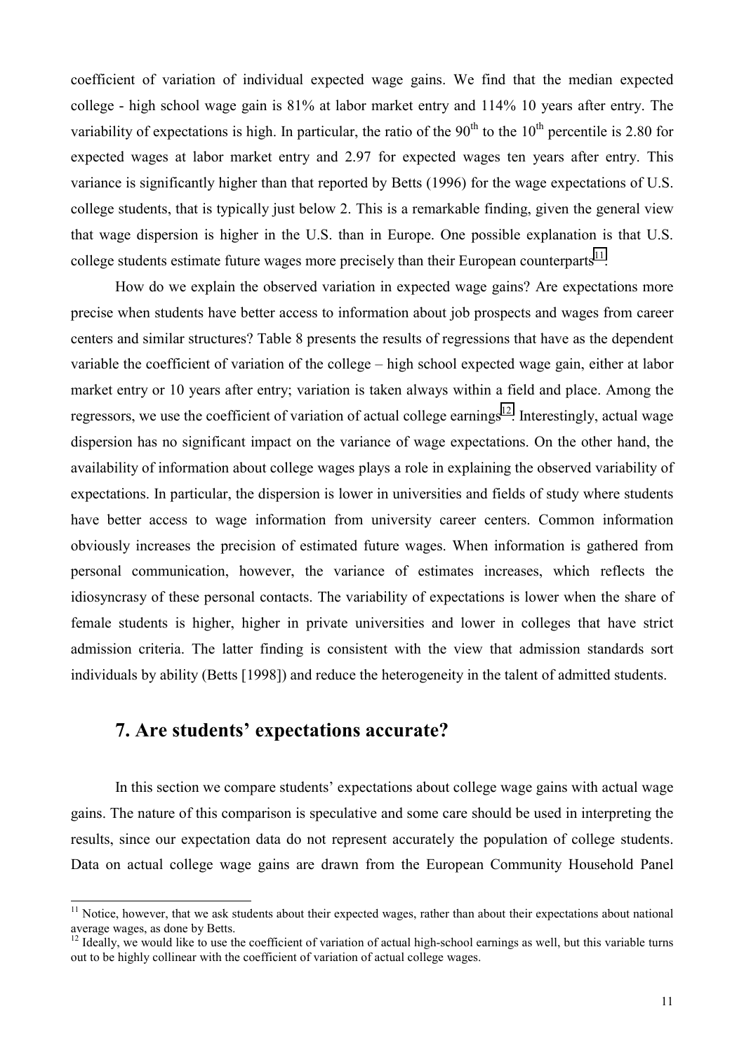coefficient of variation of individual expected wage gains. We find that the median expected college - high school wage gain is 81% at labor market entry and 114% 10 years after entry. The variability of expectations is high. In particular, the ratio of the $90^{th}$ to the $10^{th}$ percentile is 2.80 for expected wages at labor market entry and 2.97 for expected wages ten years after entry. This variance is significantly higher than that reported by Betts (1996) for the wage expectations of U.S. college students, that is typically just below 2. This is a remarkable finding, given the general view that wage dispersion is higher in the U.S. than in Europe. One possible explanation is that U.S. college students estimate future wages more precisely than their European counterparts[11].

How do we explain the observed variation in expected wage gains? Are expectations more precise when students have better access to information about job prospects and wages from career centers and similar structures? Table 8 presents the results of regressions that have as the dependent variable the coefficient of variation of the college – high school expected wage gain, either at labor market entry or 10 years after entry; variation is taken always within a field and place. Among the regressors, we use the coefficient of variation of actual college earnings[12]. Interestingly, actual wage dispersion has no significant impact on the variance of wage expectations. On the other hand, the availability of information about college wages plays a role in explaining the observed variability of expectations. In particular, the dispersion is lower in universities and fields of study where students have better access to wage information from university career centers. Common information obviously increases the precision of estimated future wages. When information is gathered from personal communication, however, the variance of estimates increases, which reflects the idiosyncrasy of these personal contacts. The variability of expectations is lower when the share of female students is higher, higher in private universities and lower in colleges that have strict admission criteria. The latter finding is consistent with the view that admission standards sort individuals by ability (Betts [1998]) and reduce the heterogeneity in the talent of admitted students.

## 7. Are students' expectations accurate?

In this section we compare students' expectations about college wage gains with actual wage gains. The nature of this comparison is speculative and some care should be used in interpreting the results, since our expectation data do not represent accurately the population of college students. Data on actual college wage gains are drawn from the European Community Household Panel

[11] Notice, however, that we ask students about their expected wages, rather than about their expectations about national average wages, as done by Betts.

[12] Ideally, we would like to use the coefficient of variation of actual high-school earnings as well, but this variable turns out to be highly collinear with the coefficient of variation of actual college wages.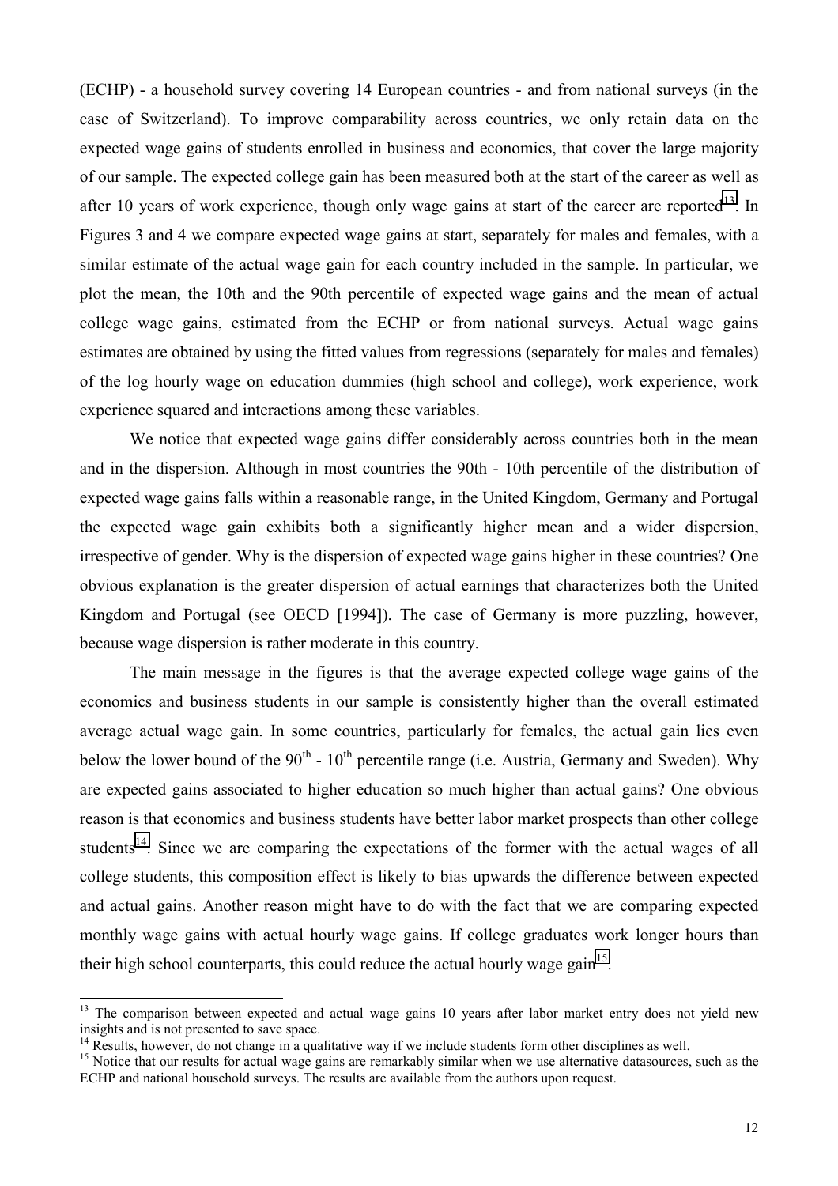(ECHP) - a household survey covering 14 European countries - and from national surveys (in the case of Switzerland). To improve comparability across countries, we only retain data on the expected wage gains of students enrolled in business and economics, that cover the large majority of our sample. The expected college gain has been measured both at the start of the career as well as after 10 years of work experience, though only wage gains at start of the career are reported[13]. In Figures 3 and 4 we compare expected wage gains at start, separately for males and females, with a similar estimate of the actual wage gain for each country included in the sample. In particular, we plot the mean, the 10th and the 90th percentile of expected wage gains and the mean of actual college wage gains, estimated from the ECHP or from national surveys. Actual wage gains estimates are obtained by using the fitted values from regressions (separately for males and females) of the log hourly wage on education dummies (high school and college), work experience, work experience squared and interactions among these variables.

We notice that expected wage gains differ considerably across countries both in the mean and in the dispersion. Although in most countries the 90th - 10th percentile of the distribution of expected wage gains falls within a reasonable range, in the United Kingdom, Germany and Portugal the expected wage gain exhibits both a significantly higher mean and a wider dispersion, irrespective of gender. Why is the dispersion of expected wage gains higher in these countries? One obvious explanation is the greater dispersion of actual earnings that characterizes both the United Kingdom and Portugal (see OECD [1994]). The case of Germany is more puzzling, however, because wage dispersion is rather moderate in this country.

The main message in the figures is that the average expected college wage gains of the economics and business students in our sample is consistently higher than the overall estimated average actual wage gain. In some countries, particularly for females, the actual gain lies even below the lower bound of the $90^{th}$ - $10^{th}$ percentile range (i.e. Austria, Germany and Sweden). Why are expected gains associated to higher education so much higher than actual gains? One obvious reason is that economics and business students have better labor market prospects than other college students[14]. Since we are comparing the expectations of the former with the actual wages of all college students, this composition effect is likely to bias upwards the difference between expected and actual gains. Another reason might have to do with the fact that we are comparing expected monthly wage gains with actual hourly wage gains. If college graduates work longer hours than their high school counterparts, this could reduce the actual hourly wage gain[15].

---

[13] The comparison between expected and actual wage gains 10 years after labor market entry does not yield new insights and is not presented to save space.

[14] Results, however, do not change in a qualitative way if we include students form other disciplines as well.

[15] Notice that our results for actual wage gains are remarkably similar when we use alternative datasources, such as the ECHP and national household surveys. The results are available from the authors upon request.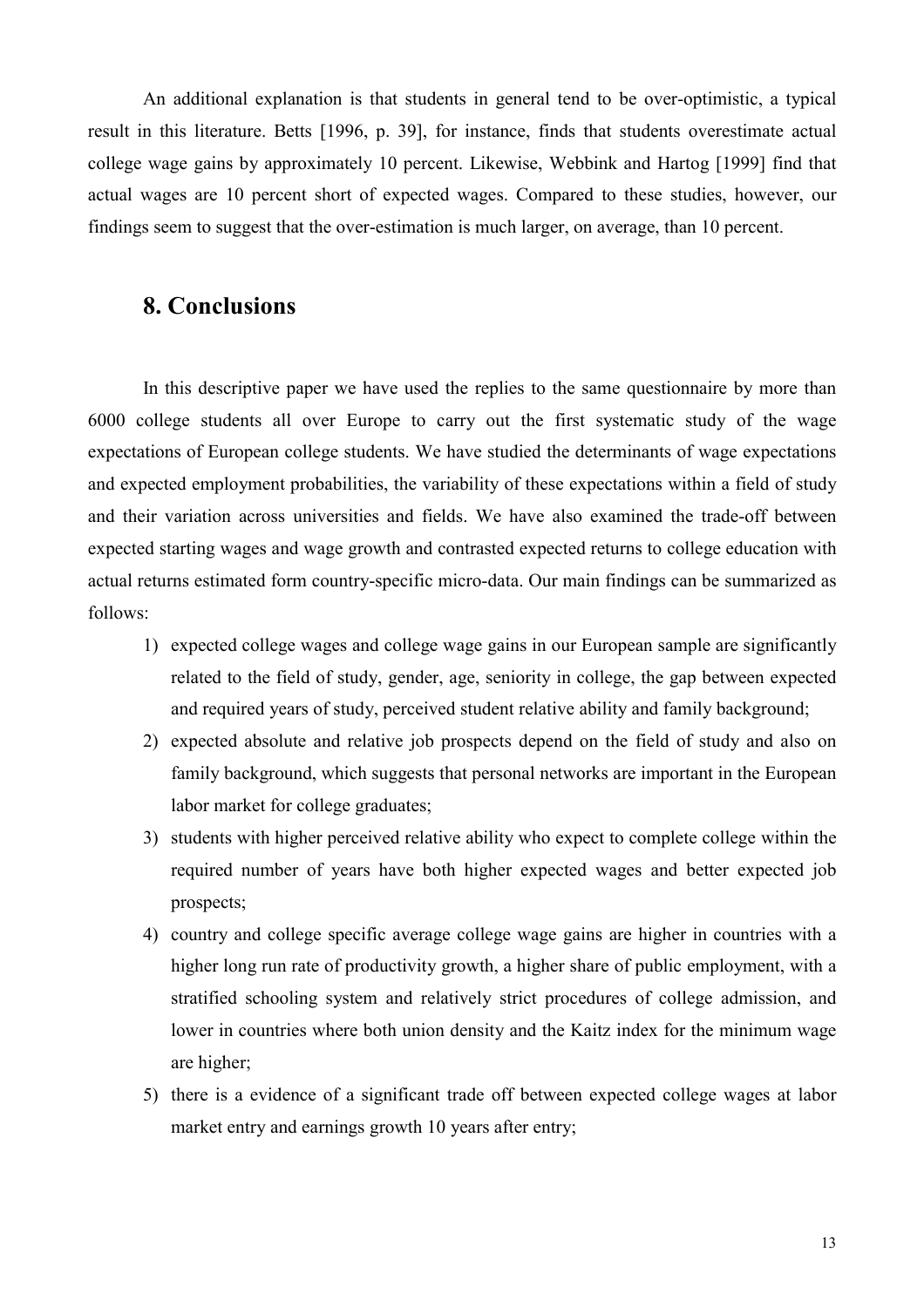An additional explanation is that students in general tend to be over-optimistic, a typical result in this literature. Betts [1996, p. 39], for instance, finds that students overestimate actual college wage gains by approximately 10 percent. Likewise, Webbink and Hartog [1999] find that actual wages are 10 percent short of expected wages. Compared to these studies, however, our findings seem to suggest that the over-estimation is much larger, on average, than 10 percent.

## 8. Conclusions

In this descriptive paper we have used the replies to the same questionnaire by more than 6000 college students all over Europe to carry out the first systematic study of the wage expectations of European college students. We have studied the determinants of wage expectations and expected employment probabilities, the variability of these expectations within a field of study and their variation across universities and fields. We have also examined the trade-off between expected starting wages and wage growth and contrasted expected returns to college education with actual returns estimated form country-specific micro-data. Our main findings can be summarized as follows:

1) expected college wages and college wage gains in our European sample are significantly related to the field of study, gender, age, seniority in college, the gap between expected and required years of study, perceived student relative ability and family background;
2) expected absolute and relative job prospects depend on the field of study and also on family background, which suggests that personal networks are important in the European labor market for college graduates;
3) students with higher perceived relative ability who expect to complete college within the required number of years have both higher expected wages and better expected job prospects;
4) country and college specific average college wage gains are higher in countries with a higher long run rate of productivity growth, a higher share of public employment, with a stratified schooling system and relatively strict procedures of college admission, and lower in countries where both union density and the Kaitz index for the minimum wage are higher;
5) there is a evidence of a significant trade off between expected college wages at labor market entry and earnings growth 10 years after entry;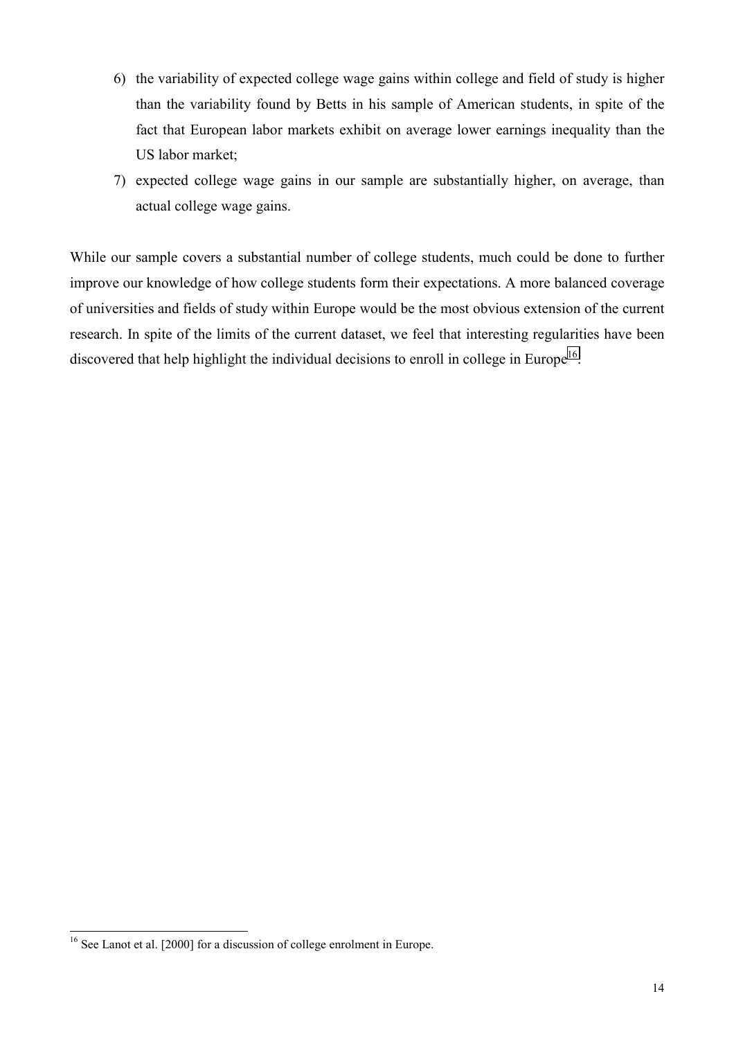6) the variability of expected college wage gains within college and field of study is higher than the variability found by Betts in his sample of American students, in spite of the fact that European labor markets exhibit on average lower earnings inequality than the US labor market;
7) expected college wage gains in our sample are substantially higher, on average, than actual college wage gains.

While our sample covers a substantial number of college students, much could be done to further improve our knowledge of how college students form their expectations. A more balanced coverage of universities and fields of study within Europe would be the most obvious extension of the current research. In spite of the limits of the current dataset, we feel that interesting regularities have been discovered that help highlight the individual decisions to enroll in college in Europe[16].

[16] See Lanot et al. [2000] for a discussion of college enrolment in Europe.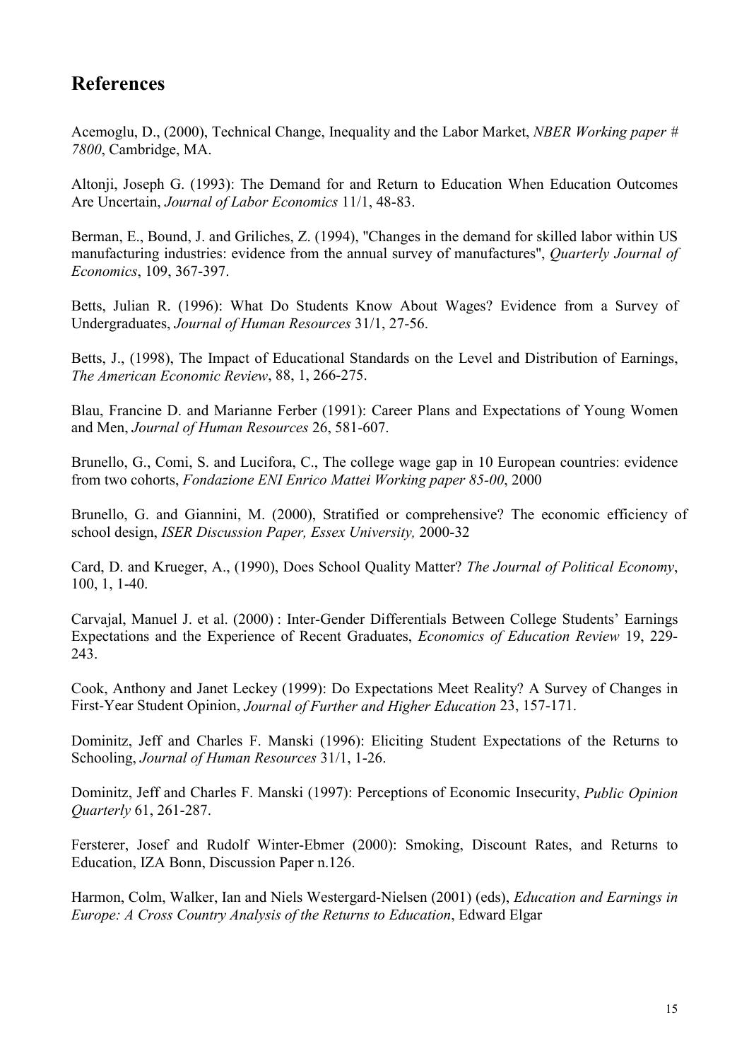## References

Acemoglu, D., (2000), Technical Change, Inequality and the Labor Market, *NBER Working paper # 7800*, Cambridge, MA.

Altonji, Joseph G. (1993): The Demand for and Return to Education When Education Outcomes Are Uncertain, *Journal of Labor Economics* 11/1, 48-83.

Berman, E., Bound, J. and Griliches, Z. (1994), "Changes in the demand for skilled labor within US manufacturing industries: evidence from the annual survey of manufactures", *Quarterly Journal of Economics*, 109, 367-397.

Betts, Julian R. (1996): What Do Students Know About Wages? Evidence from a Survey of Undergraduates, *Journal of Human Resources* 31/1, 27-56.

Betts, J., (1998), The Impact of Educational Standards on the Level and Distribution of Earnings, *The American Economic Review*, 88, 1, 266-275.

Blau, Francine D. and Marianne Ferber (1991): Career Plans and Expectations of Young Women and Men, *Journal of Human Resources* 26, 581-607.

Brunello, G., Comi, S. and Lucifora, C., The college wage gap in 10 European countries: evidence from two cohorts, *Fondazione ENI Enrico Mattei Working paper 85-00*, 2000

Brunello, G. and Giannini, M. (2000), Stratified or comprehensive? The economic efficiency of school design, *ISER Discussion Paper, Essex University,* 2000-32

Card, D. and Krueger, A., (1990), Does School Quality Matter? *The Journal of Political Economy*, 100, 1, 1-40.

Carvajal, Manuel J. et al. (2000) : Inter-Gender Differentials Between College Students' Earnings Expectations and the Experience of Recent Graduates, *Economics of Education Review* 19, 229-243.

Cook, Anthony and Janet Leckey (1999): Do Expectations Meet Reality? A Survey of Changes in First-Year Student Opinion, *Journal of Further and Higher Education* 23, 157-171.

Dominitz, Jeff and Charles F. Manski (1996): Eliciting Student Expectations of the Returns to Schooling, *Journal of Human Resources* 31/1, 1-26.

Dominitz, Jeff and Charles F. Manski (1997): Perceptions of Economic Insecurity, *Public Opinion Quarterly* 61, 261-287.

Fersterer, Josef and Rudolf Winter-Ebmer (2000): Smoking, Discount Rates, and Returns to Education, IZA Bonn, Discussion Paper n.126.

Harmon, Colm, Walker, Ian and Niels Westergard-Nielsen (2001) (eds), *Education and Earnings in Europe: A Cross Country Analysis of the Returns to Education*, Edward Elgar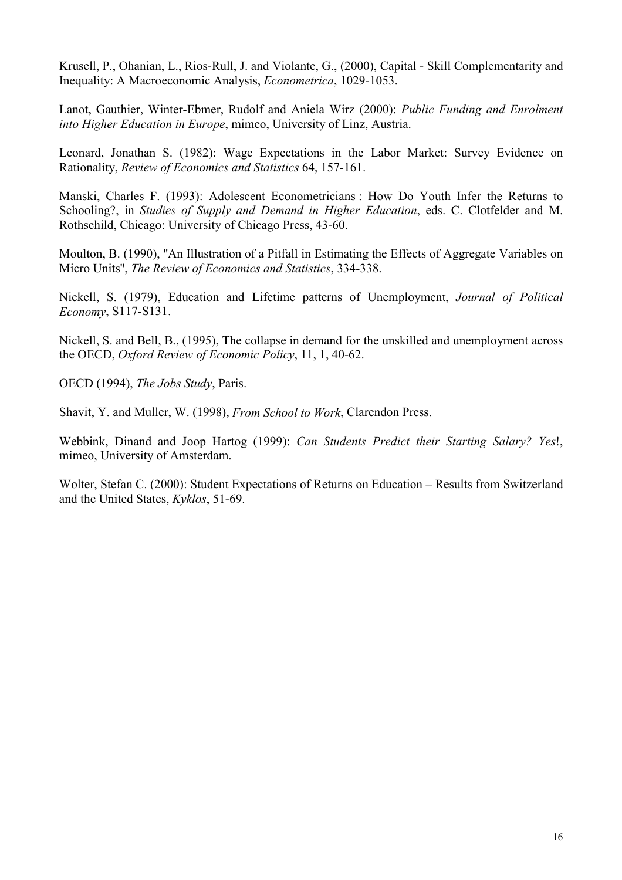Krusell, P., Ohanian, L., Rios-Rull, J. and Violante, G., (2000), Capital - Skill Complementarity and Inequality: A Macroeconomic Analysis, *Econometrica*, 1029-1053.

Lanot, Gauthier, Winter-Ebmer, Rudolf and Aniela Wirz (2000): *Public Funding and Enrolment into Higher Education in Europe*, mimeo, University of Linz, Austria.

Leonard, Jonathan S. (1982): Wage Expectations in the Labor Market: Survey Evidence on Rationality, *Review of Economics and Statistics* 64, 157-161.

Manski, Charles F. (1993): Adolescent Econometricians : How Do Youth Infer the Returns to Schooling?, in *Studies of Supply and Demand in Higher Education*, eds. C. Clotfelder and M. Rothschild, Chicago: University of Chicago Press, 43-60.

Moulton, B. (1990), "An Illustration of a Pitfall in Estimating the Effects of Aggregate Variables on Micro Units", *The Review of Economics and Statistics*, 334-338.

Nickell, S. (1979), Education and Lifetime patterns of Unemployment, *Journal of Political Economy*, S117-S131.

Nickell, S. and Bell, B., (1995), The collapse in demand for the unskilled and unemployment across the OECD, *Oxford Review of Economic Policy*, 11, 1, 40-62.

OECD (1994), *The Jobs Study*, Paris.

Shavit, Y. and Muller, W. (1998), *From School to Work*, Clarendon Press.

Webbink, Dinand and Joop Hartog (1999): *Can Students Predict their Starting Salary? Yes*!, mimeo, University of Amsterdam.

Wolter, Stefan C. (2000): Student Expectations of Returns on Education – Results from Switzerland and the United States, *Kyklos*, 51-69.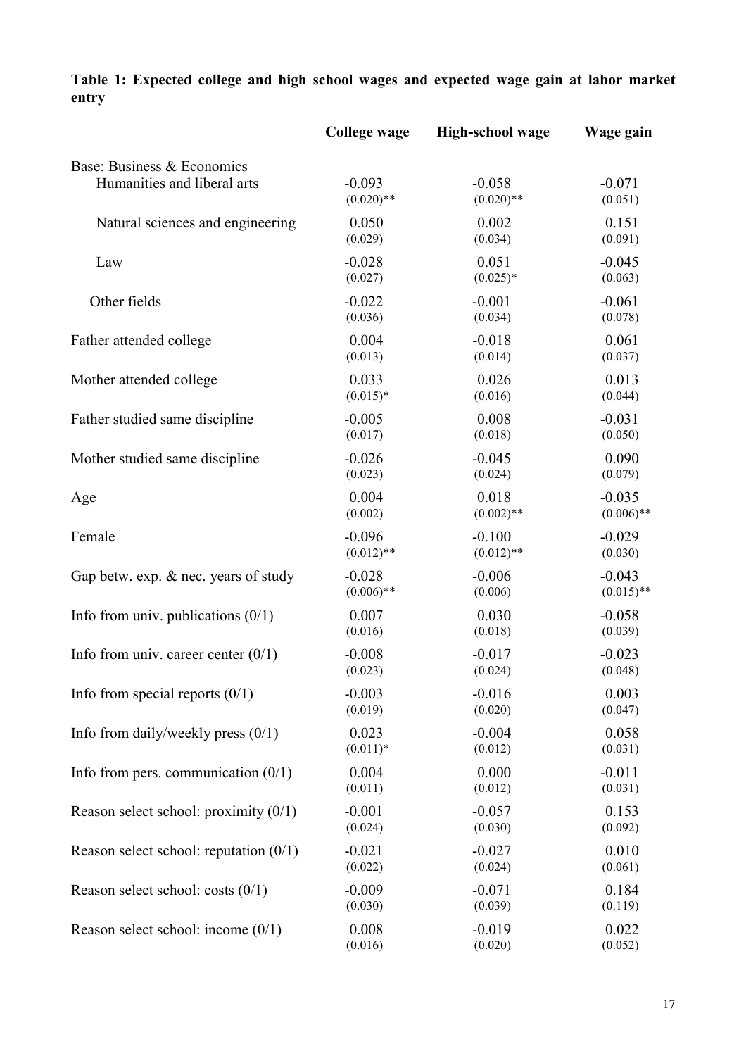**Table 1: Expected college and high school wages and expected wage gain at labor market entry**

| | College wage | High-school wage | Wage gain |
|---|---|---|---|
| Base: Business & Economics | | | |
| Humanities and liberal arts | -0.093 | -0.058 | -0.071 |
| | (0.020)** | (0.020)** | (0.051) |
| Natural sciences and engineering | 0.050 | 0.002 | 0.151 |
| | (0.029) | (0.034) | (0.091) |
| Law | -0.028 | 0.051 | -0.045 |
| | (0.027) | (0.025)* | (0.063) |
| Other fields | -0.022 | -0.001 | -0.061 |
| | (0.036) | (0.034) | (0.078) |
| Father attended college | 0.004 | -0.018 | 0.061 |
| | (0.013) | (0.014) | (0.037) |
| Mother attended college | 0.033 | 0.026 | 0.013 |
| | (0.015)* | (0.016) | (0.044) |
| Father studied same discipline | -0.005 | 0.008 | -0.031 |
| | (0.017) | (0.018) | (0.050) |
| Mother studied same discipline | -0.026 | -0.045 | 0.090 |
| | (0.023) | (0.024) | (0.079) |
| Age | 0.004 | 0.018 | -0.035 |
| | (0.002) | (0.002)** | (0.006)** |
| Female | -0.096 | -0.100 | -0.029 |
| | (0.012)** | (0.012)** | (0.030) |
| Gap betw. exp. & nec. years of study | -0.028 | -0.006 | -0.043 |
| | (0.006)** | (0.006) | (0.015)** |
| Info from univ. publications (0/1) | 0.007 | 0.030 | -0.058 |
| | (0.016) | (0.018) | (0.039) |
| Info from univ. career center (0/1) | -0.008 | -0.017 | -0.023 |
| | (0.023) | (0.024) | (0.048) |
| Info from special reports (0/1) | -0.003 | -0.016 | 0.003 |
| | (0.019) | (0.020) | (0.047) |
| Info from daily/weekly press (0/1) | 0.023 | -0.004 | 0.058 |
| | (0.011)* | (0.012) | (0.031) |
| Info from pers. communication (0/1) | 0.004 | 0.000 | -0.011 |
| | (0.011) | (0.012) | (0.031) |
| Reason select school: proximity (0/1) | -0.001 | -0.057 | 0.153 |
| | (0.024) | (0.030) | (0.092) |
| Reason select school: reputation (0/1) | -0.021 | -0.027 | 0.010 |
| | (0.022) | (0.024) | (0.061) |
| Reason select school: costs (0/1) | -0.009 | -0.071 | 0.184 |
| | (0.030) | (0.039) | (0.119) |
| Reason select school: income (0/1) | 0.008 | -0.019 | 0.022 |
| | (0.016) | (0.020) | (0.052) |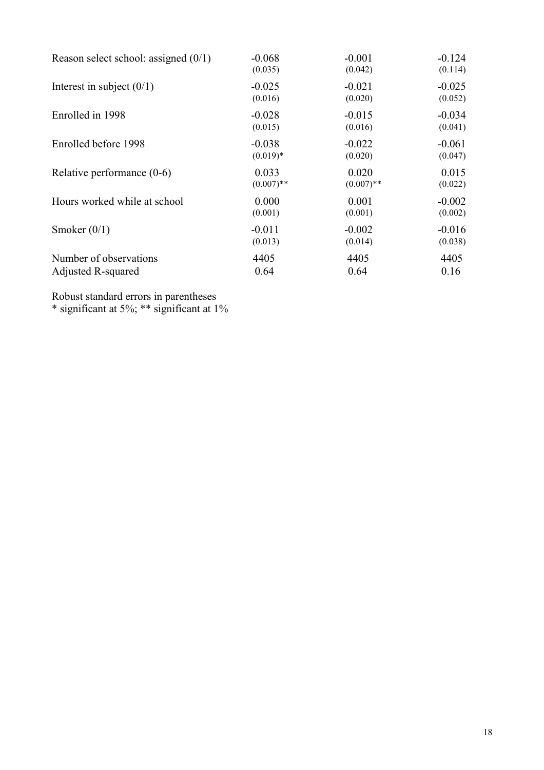| | | | |
|---|---|---|---|
| Reason select school: assigned (0/1) | -0.068 | -0.001 | -0.124 |
| | (0.035) | (0.042) | (0.114) |
| Interest in subject (0/1) | -0.025 | -0.021 | -0.025 |
| | (0.016) | (0.020) | (0.052) |
| Enrolled in 1998 | -0.028 | -0.015 | -0.034 |
| | (0.015) | (0.016) | (0.041) |
| Enrolled before 1998 | -0.038 | -0.022 | -0.061 |
| | (0.019)* | (0.020) | (0.047) |
| Relative performance (0-6) | 0.033 | 0.020 | 0.015 |
| | (0.007)** | (0.007)** | (0.022) |
| Hours worked while at school | 0.000 | 0.001 | -0.002 |
| | (0.001) | (0.001) | (0.002) |
| Smoker (0/1) | -0.011 | -0.002 | -0.016 |
| | (0.013) | (0.014) | (0.038) |
| Number of observations | 4405 | 4405 | 4405 |
| Adjusted R-squared | 0.64 | 0.64 | 0.16 |

Robust standard errors in parentheses
* significant at 5%; ** significant at 1%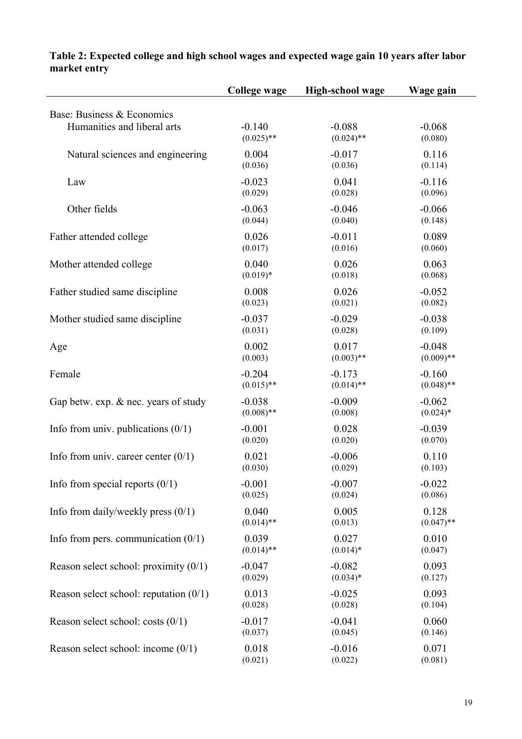**Table 2: Expected college and high school wages and expected wage gain 10 years after labor market entry**

| | College wage | High-school wage | Wage gain |
|---|---|---|---|
| Base: Business & Economics | | | |
| Humanities and liberal arts | -0.140 | -0.088 | -0.068 |
| | (0.025)** | (0.024)** | (0.080) |
| Natural sciences and engineering | 0.004 | -0.017 | 0.116 |
| | (0.036) | (0.036) | (0.114) |
| Law | -0.023 | 0.041 | -0.116 |
| | (0.029) | (0.028) | (0.096) |
| Other fields | -0.063 | -0.046 | -0.066 |
| | (0.044) | (0.040) | (0.148) |
| Father attended college | 0.026 | -0.011 | 0.089 |
| | (0.017) | (0.016) | (0.060) |
| Mother attended college | 0.040 | 0.026 | 0.063 |
| | (0.019)* | (0.018) | (0.068) |
| Father studied same discipline | 0.008 | 0.026 | -0.052 |
| | (0.023) | (0.021) | (0.082) |
| Mother studied same discipline | -0.037 | -0.029 | -0.038 |
| | (0.031) | (0.028) | (0.109) |
| Age | 0.002 | 0.017 | -0.048 |
| | (0.003) | (0.003)** | (0.009)** |
| Female | -0.204 | -0.173 | -0.160 |
| | (0.015)** | (0.014)** | (0.048)** |
| Gap betw. exp. & nec. years of study | -0.038 | -0.009 | -0.062 |
| | (0.008)** | (0.008) | (0.024)* |
| Info from univ. publications (0/1) | -0.001 | 0.028 | -0.039 |
| | (0.020) | (0.020) | (0.070) |
| Info from univ. career center (0/1) | 0.021 | -0.006 | 0.110 |
| | (0.030) | (0.029) | (0.103) |
| Info from special reports (0/1) | -0.001 | -0.007 | -0.022 |
| | (0.025) | (0.024) | (0.086) |
| Info from daily/weekly press (0/1) | 0.040 | 0.005 | 0.128 |
| | (0.014)** | (0.013) | (0.047)** |
| Info from pers. communication (0/1) | 0.039 | 0.027 | 0.010 |
| | (0.014)** | (0.014)* | (0.047) |
| Reason select school: proximity (0/1) | -0.047 | -0.082 | 0.093 |
| | (0.029) | (0.034)* | (0.127) |
| Reason select school: reputation (0/1) | 0.013 | -0.025 | 0.093 |
| | (0.028) | (0.028) | (0.104) |
| Reason select school: costs (0/1) | -0.017 | -0.041 | 0.060 |
| | (0.037) | (0.045) | (0.146) |
| Reason select school: income (0/1) | 0.018 | -0.016 | 0.071 |
| | (0.021) | (0.022) | (0.081) |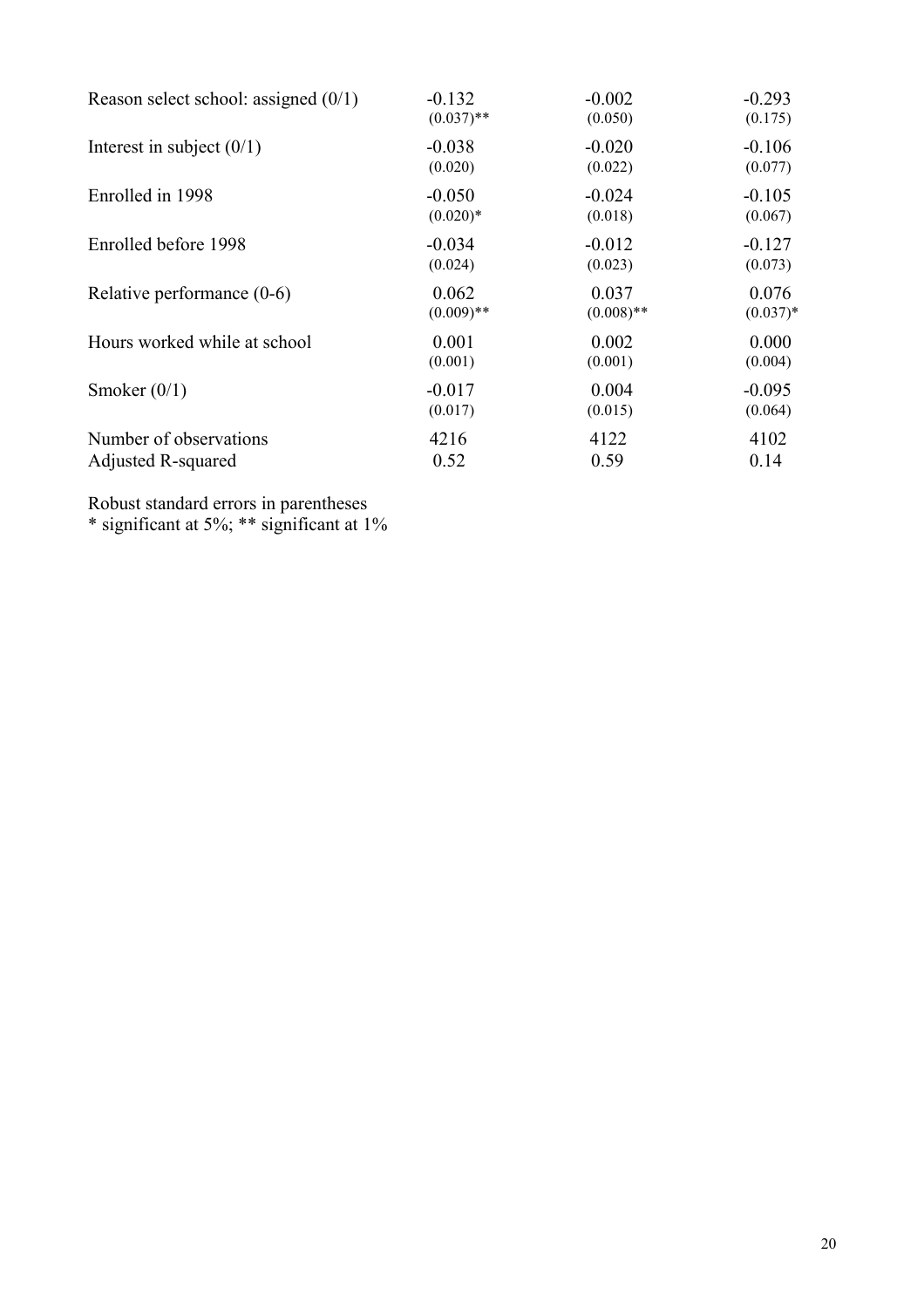| | | | |
|---|---|---|---|
| Reason select school: assigned (0/1) | -0.132 | -0.002 | -0.293 |
| | (0.037)** | (0.050) | (0.175) |
| Interest in subject (0/1) | -0.038 | -0.020 | -0.106 |
| | (0.020) | (0.022) | (0.077) |
| Enrolled in 1998 | -0.050 | -0.024 | -0.105 |
| | (0.020)* | (0.018) | (0.067) |
| Enrolled before 1998 | -0.034 | -0.012 | -0.127 |
| | (0.024) | (0.023) | (0.073) |
| Relative performance (0-6) | 0.062 | 0.037 | 0.076 |
| | (0.009)** | (0.008)** | (0.037)* |
| Hours worked while at school | 0.001 | 0.002 | 0.000 |
| | (0.001) | (0.001) | (0.004) |
| Smoker (0/1) | -0.017 | 0.004 | -0.095 |
| | (0.017) | (0.015) | (0.064) |
| Number of observations | 4216 | 4122 | 4102 |
| Adjusted R-squared | 0.52 | 0.59 | 0.14 |

Robust standard errors in parentheses
* significant at 5%; ** significant at 1%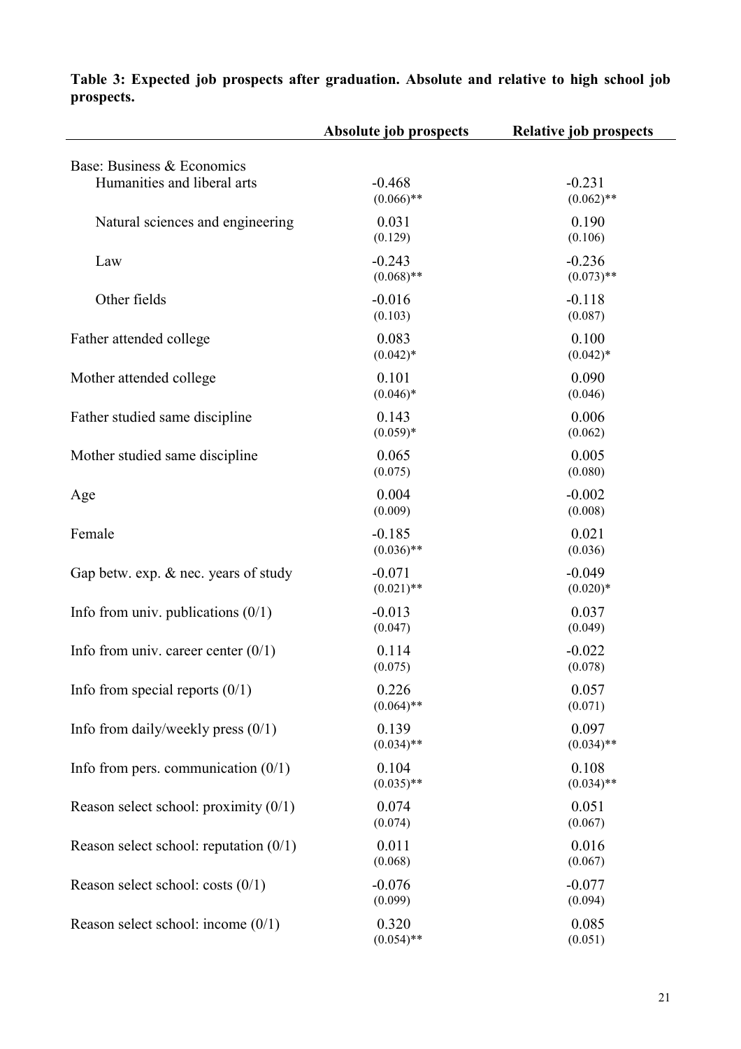**Table 3: Expected job prospects after graduation. Absolute and relative to high school job prospects.**

| | Absolute job prospects | Relative job prospects |
|---|---|---|
| Base: Business & Economics | | |
| Humanities and liberal arts | -0.468<br>(0.066)** | -0.231<br>(0.062)** |
| Natural sciences and engineering | 0.031<br>(0.129) | 0.190<br>(0.106) |
| Law | -0.243<br>(0.068)** | -0.236<br>(0.073)** |
| Other fields | -0.016<br>(0.103) | -0.118<br>(0.087) |
| Father attended college | 0.083<br>(0.042)* | 0.100<br>(0.042)* |
| Mother attended college | 0.101<br>(0.046)* | 0.090<br>(0.046) |
| Father studied same discipline | 0.143<br>(0.059)* | 0.006<br>(0.062) |
| Mother studied same discipline | 0.065<br>(0.075) | 0.005<br>(0.080) |
| Age | 0.004<br>(0.009) | -0.002<br>(0.008) |
| Female | -0.185<br>(0.036)** | 0.021<br>(0.036) |
| Gap betw. exp. & nec. years of study | -0.071<br>(0.021)** | -0.049<br>(0.020)* |
| Info from univ. publications (0/1) | -0.013<br>(0.047) | 0.037<br>(0.049) |
| Info from univ. career center (0/1) | 0.114<br>(0.075) | -0.022<br>(0.078) |
| Info from special reports (0/1) | 0.226<br>(0.064)** | 0.057<br>(0.071) |
| Info from daily/weekly press (0/1) | 0.139<br>(0.034)** | 0.097<br>(0.034)** |
| Info from pers. communication (0/1) | 0.104<br>(0.035)** | 0.108<br>(0.034)** |
| Reason select school: proximity (0/1) | 0.074<br>(0.074) | 0.051<br>(0.067) |
| Reason select school: reputation (0/1) | 0.011<br>(0.068) | 0.016<br>(0.067) |
| Reason select school: costs (0/1) | -0.076<br>(0.099) | -0.077<br>(0.094) |
| Reason select school: income (0/1) | 0.320<br>(0.054)** | 0.085<br>(0.051) |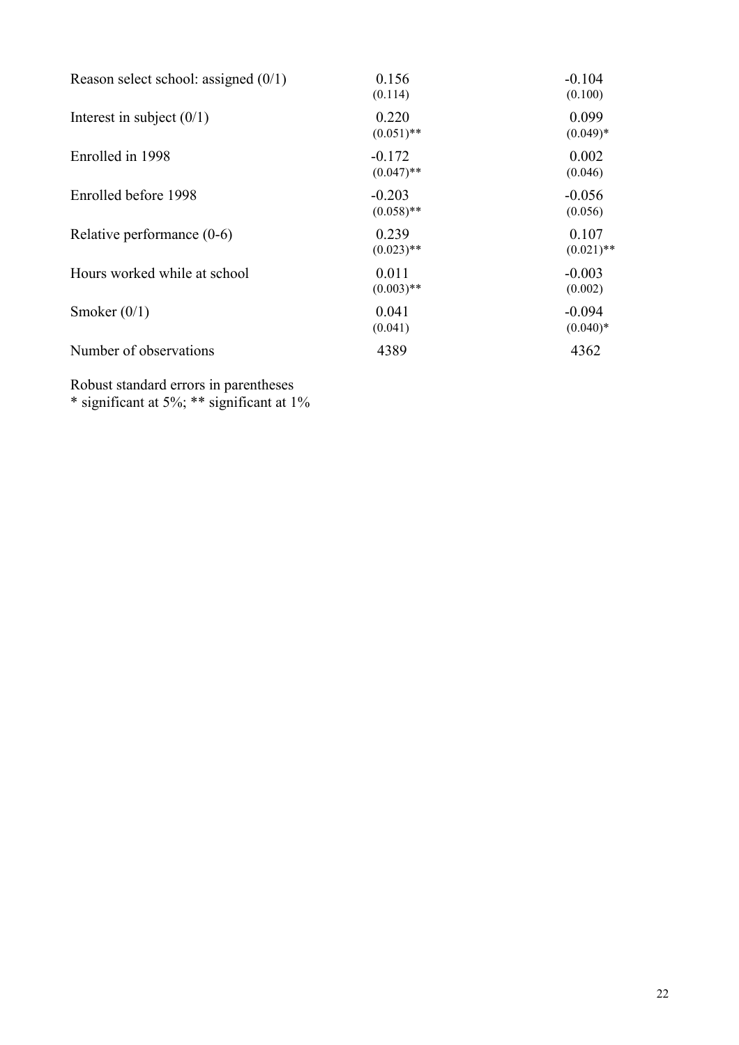| | | |
|---|---|---|
| Reason select school: assigned (0/1) | 0.156 | -0.104 |
| | (0.114) | (0.100) |
| Interest in subject (0/1) | 0.220 | 0.099 |
| | (0.051)** | (0.049)* |
| Enrolled in 1998 | -0.172 | 0.002 |
| | (0.047)** | (0.046) |
| Enrolled before 1998 | -0.203 | -0.056 |
| | (0.058)** | (0.056) |
| Relative performance (0-6) | 0.239 | 0.107 |
| | (0.023)** | (0.021)** |
| Hours worked while at school | 0.011 | -0.003 |
| | (0.003)** | (0.002) |
| Smoker (0/1) | 0.041 | -0.094 |
| | (0.041) | (0.040)* |
| Number of observations | 4389 | 4362 |

Robust standard errors in parentheses
* significant at 5%; ** significant at 1%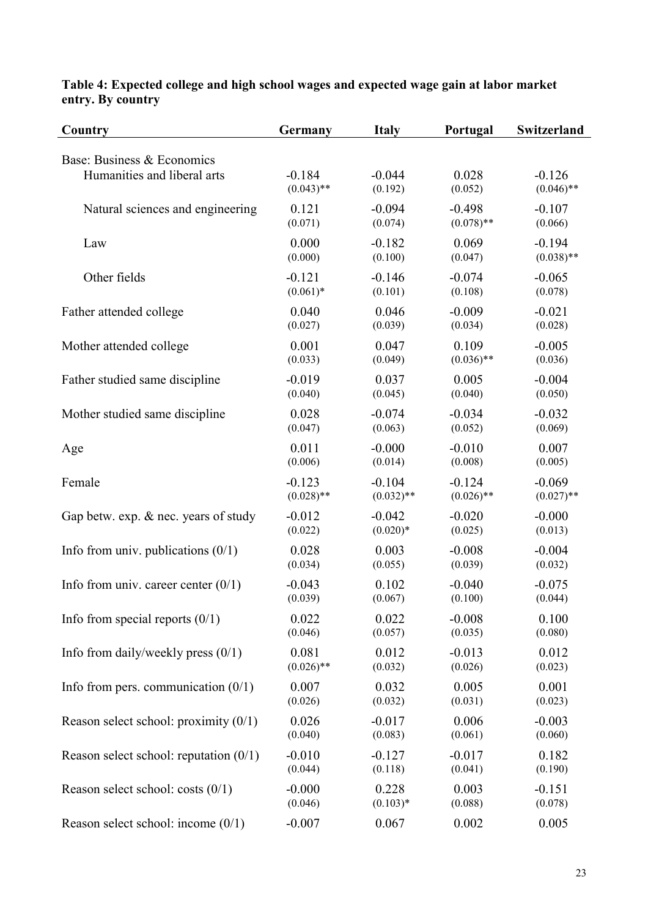**Table 4: Expected college and high school wages and expected wage gain at labor market entry. By country**

| Country | Germany | Italy | Portugal | Switzerland |
|---|---|---|---|---|
| Base: Business & Economics | | | | |
| Humanities and liberal arts | -0.184 | -0.044 | 0.028 | -0.126 |
| | (0.043)** | (0.192) | (0.052) | (0.046)** |
| Natural sciences and engineering | 0.121 | -0.094 | -0.498 | -0.107 |
| | (0.071) | (0.074) | (0.078)** | (0.066) |
| Law | 0.000 | -0.182 | 0.069 | -0.194 |
| | (0.000) | (0.100) | (0.047) | (0.038)** |
| Other fields | -0.121 | -0.146 | -0.074 | -0.065 |
| | (0.061)* | (0.101) | (0.108) | (0.078) |
| Father attended college | 0.040 | 0.046 | -0.009 | -0.021 |
| | (0.027) | (0.039) | (0.034) | (0.028) |
| Mother attended college | 0.001 | 0.047 | 0.109 | -0.005 |
| | (0.033) | (0.049) | (0.036)** | (0.036) |
| Father studied same discipline | -0.019 | 0.037 | 0.005 | -0.004 |
| | (0.040) | (0.045) | (0.040) | (0.050) |
| Mother studied same discipline | 0.028 | -0.074 | -0.034 | -0.032 |
| | (0.047) | (0.063) | (0.052) | (0.069) |
| Age | 0.011 | -0.000 | -0.010 | 0.007 |
| | (0.006) | (0.014) | (0.008) | (0.005) |
| Female | -0.123 | -0.104 | -0.124 | -0.069 |
| | (0.028)** | (0.032)** | (0.026)** | (0.027)** |
| Gap betw. exp. & nec. years of study | -0.012 | -0.042 | -0.020 | -0.000 |
| | (0.022) | (0.020)* | (0.025) | (0.013) |
| Info from univ. publications (0/1) | 0.028 | 0.003 | -0.008 | -0.004 |
| | (0.034) | (0.055) | (0.039) | (0.032) |
| Info from univ. career center (0/1) | -0.043 | 0.102 | -0.040 | -0.075 |
| | (0.039) | (0.067) | (0.100) | (0.044) |
| Info from special reports (0/1) | 0.022 | 0.022 | -0.008 | 0.100 |
| | (0.046) | (0.057) | (0.035) | (0.080) |
| Info from daily/weekly press (0/1) | 0.081 | 0.012 | -0.013 | 0.012 |
| | (0.026)** | (0.032) | (0.026) | (0.023) |
| Info from pers. communication (0/1) | 0.007 | 0.032 | 0.005 | 0.001 |
| | (0.026) | (0.032) | (0.031) | (0.023) |
| Reason select school: proximity (0/1) | 0.026 | -0.017 | 0.006 | -0.003 |
| | (0.040) | (0.083) | (0.061) | (0.060) |
| Reason select school: reputation (0/1) | -0.010 | -0.127 | -0.017 | 0.182 |
| | (0.044) | (0.118) | (0.041) | (0.190) |
| Reason select school: costs (0/1) | -0.000 | 0.228 | 0.003 | -0.151 |
| | (0.046) | (0.103)* | (0.088) | (0.078) |
| Reason select school: income (0/1) | -0.007 | 0.067 | 0.002 | 0.005 |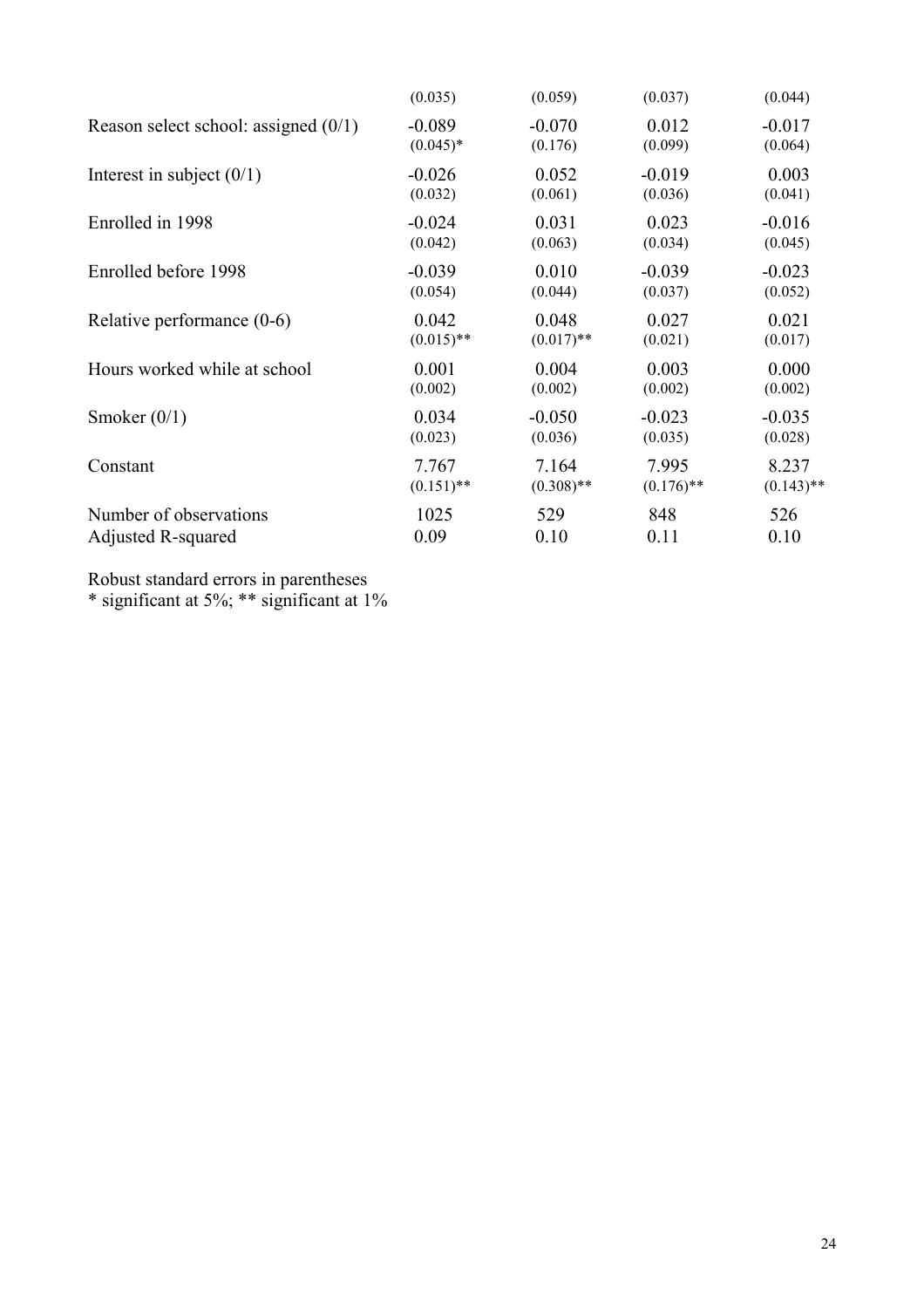| | | | | |
|---|---|---|---|---|
| | (0.035) | (0.059) | (0.037) | (0.044) |
| Reason select school: assigned (0/1) | -0.089 | -0.070 | 0.012 | -0.017 |
| | (0.045)* | (0.176) | (0.099) | (0.064) |
| Interest in subject (0/1) | -0.026 | 0.052 | -0.019 | 0.003 |
| | (0.032) | (0.061) | (0.036) | (0.041) |
| Enrolled in 1998 | -0.024 | 0.031 | 0.023 | -0.016 |
| | (0.042) | (0.063) | (0.034) | (0.045) |
| Enrolled before 1998 | -0.039 | 0.010 | -0.039 | -0.023 |
| | (0.054) | (0.044) | (0.037) | (0.052) |
| Relative performance (0-6) | 0.042 | 0.048 | 0.027 | 0.021 |
| | (0.015)** | (0.017)** | (0.021) | (0.017) |
| Hours worked while at school | 0.001 | 0.004 | 0.003 | 0.000 |
| | (0.002) | (0.002) | (0.002) | (0.002) |
| Smoker (0/1) | 0.034 | -0.050 | -0.023 | -0.035 |
| | (0.023) | (0.036) | (0.035) | (0.028) |
| Constant | 7.767 | 7.164 | 7.995 | 8.237 |
| | (0.151)** | (0.308)** | (0.176)** | (0.143)** |
| Number of observations | 1025 | 529 | 848 | 526 |
| Adjusted R-squared | 0.09 | 0.10 | 0.11 | 0.10 |

Robust standard errors in parentheses
* significant at 5%; ** significant at 1%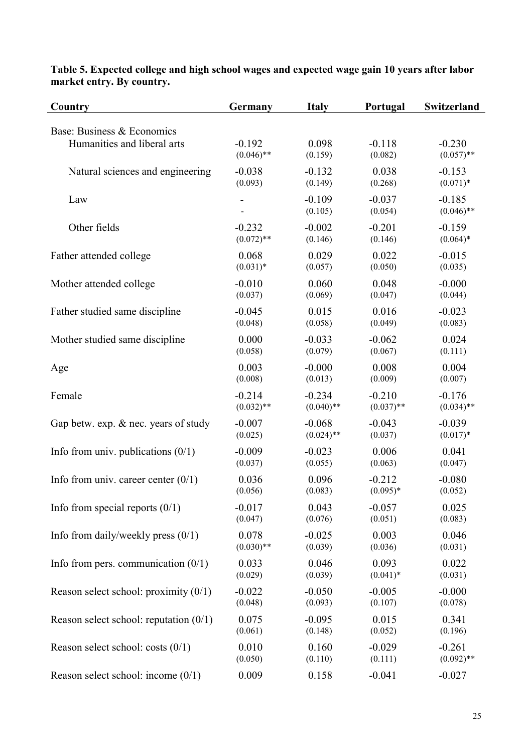**Table 5. Expected college and high school wages and expected wage gain 10 years after labor market entry. By country.**

| Country | Germany | Italy | Portugal | Switzerland |
|---|---|---|---|---|
| Base: Business & Economics | | | | |
| Humanities and liberal arts | -0.192 | 0.098 | -0.118 | -0.230 |
| | (0.046)** | (0.159) | (0.082) | (0.057)** |
| Natural sciences and engineering | -0.038 | -0.132 | 0.038 | -0.153 |
| | (0.093) | (0.149) | (0.268) | (0.071)* |
| Law | - | -0.109 | -0.037 | -0.185 |
| | - | (0.105) | (0.054) | (0.046)** |
| Other fields | -0.232 | -0.002 | -0.201 | -0.159 |
| | (0.072)** | (0.146) | (0.146) | (0.064)* |
| Father attended college | 0.068 | 0.029 | 0.022 | -0.015 |
| | (0.031)* | (0.057) | (0.050) | (0.035) |
| Mother attended college | -0.010 | 0.060 | 0.048 | -0.000 |
| | (0.037) | (0.069) | (0.047) | (0.044) |
| Father studied same discipline | -0.045 | 0.015 | 0.016 | -0.023 |
| | (0.048) | (0.058) | (0.049) | (0.083) |
| Mother studied same discipline | 0.000 | -0.033 | -0.062 | 0.024 |
| | (0.058) | (0.079) | (0.067) | (0.111) |
| Age | 0.003 | -0.000 | 0.008 | 0.004 |
| | (0.008) | (0.013) | (0.009) | (0.007) |
| Female | -0.214 | -0.234 | -0.210 | -0.176 |
| | (0.032)** | (0.040)** | (0.037)** | (0.034)** |
| Gap betw. exp. & nec. years of study | -0.007 | -0.068 | -0.043 | -0.039 |
| | (0.025) | (0.024)** | (0.037) | (0.017)* |
| Info from univ. publications (0/1) | -0.009 | -0.023 | 0.006 | 0.041 |
| | (0.037) | (0.055) | (0.063) | (0.047) |
| Info from univ. career center (0/1) | 0.036 | 0.096 | -0.212 | -0.080 |
| | (0.056) | (0.083) | (0.095)* | (0.052) |
| Info from special reports (0/1) | -0.017 | 0.043 | -0.057 | 0.025 |
| | (0.047) | (0.076) | (0.051) | (0.083) |
| Info from daily/weekly press (0/1) | 0.078 | -0.025 | 0.003 | 0.046 |
| | (0.030)** | (0.039) | (0.036) | (0.031) |
| Info from pers. communication (0/1) | 0.033 | 0.046 | 0.093 | 0.022 |
| | (0.029) | (0.039) | (0.041)* | (0.031) |
| Reason select school: proximity (0/1) | -0.022 | -0.050 | -0.005 | -0.000 |
| | (0.048) | (0.093) | (0.107) | (0.078) |
| Reason select school: reputation (0/1) | 0.075 | -0.095 | 0.015 | 0.341 |
| | (0.061) | (0.148) | (0.052) | (0.196) |
| Reason select school: costs (0/1) | 0.010 | 0.160 | -0.029 | -0.261 |
| | (0.050) | (0.110) | (0.111) | (0.092)** |
| Reason select school: income (0/1) | 0.009 | 0.158 | -0.041 | -0.027 |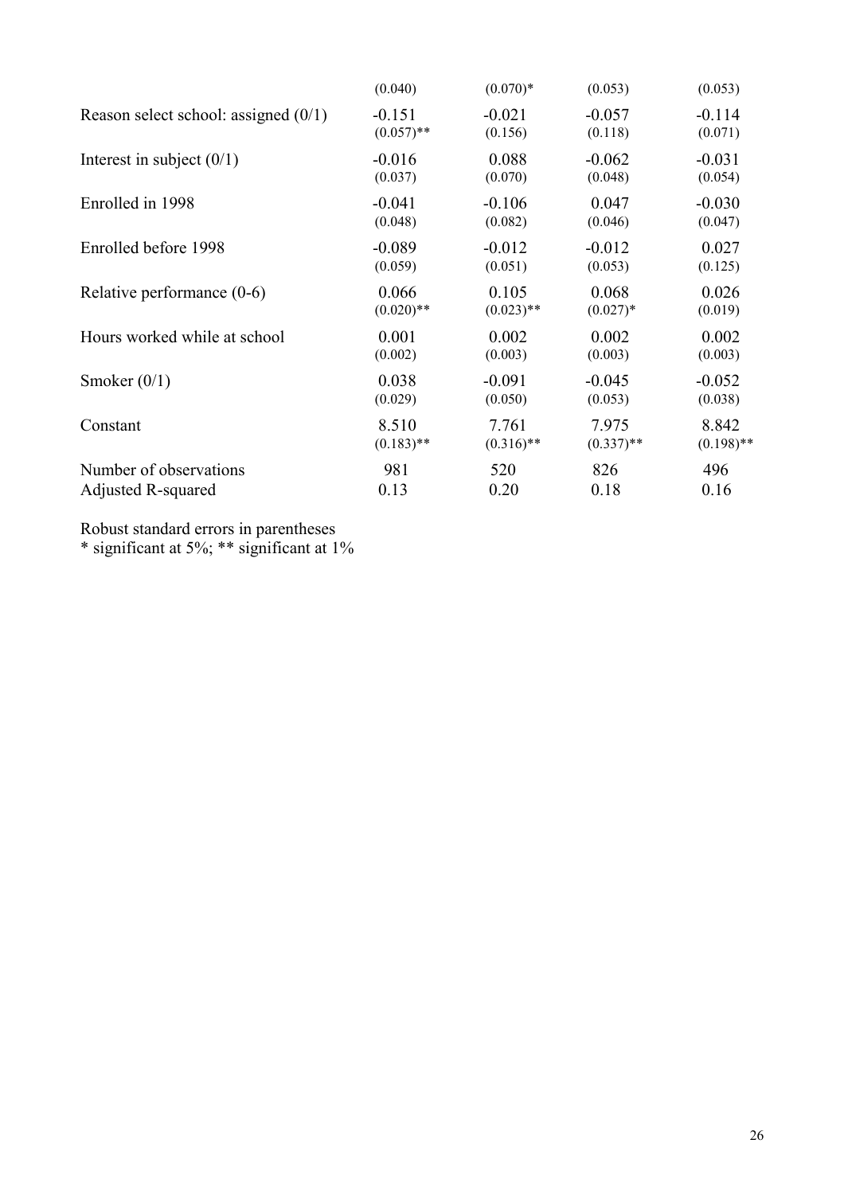| | | | | |
|---|---|---|---|---|
| | (0.040) | (0.070)* | (0.053) | (0.053) |
| Reason select school: assigned (0/1) | -0.151 | -0.021 | -0.057 | -0.114 |
| | (0.057)** | (0.156) | (0.118) | (0.071) |
| Interest in subject (0/1) | -0.016 | 0.088 | -0.062 | -0.031 |
| | (0.037) | (0.070) | (0.048) | (0.054) |
| Enrolled in 1998 | -0.041 | -0.106 | 0.047 | -0.030 |
| | (0.048) | (0.082) | (0.046) | (0.047) |
| Enrolled before 1998 | -0.089 | -0.012 | -0.012 | 0.027 |
| | (0.059) | (0.051) | (0.053) | (0.125) |
| Relative performance (0-6) | 0.066 | 0.105 | 0.068 | 0.026 |
| | (0.020)** | (0.023)** | (0.027)* | (0.019) |
| Hours worked while at school | 0.001 | 0.002 | 0.002 | 0.002 |
| | (0.002) | (0.003) | (0.003) | (0.003) |
| Smoker (0/1) | 0.038 | -0.091 | -0.045 | -0.052 |
| | (0.029) | (0.050) | (0.053) | (0.038) |
| Constant | 8.510 | 7.761 | 7.975 | 8.842 |
| | (0.183)** | (0.316)** | (0.337)** | (0.198)** |
| Number of observations | 981 | 520 | 826 | 496 |
| Adjusted R-squared | 0.13 | 0.20 | 0.18 | 0.16 |

Robust standard errors in parentheses
* significant at 5%; ** significant at 1%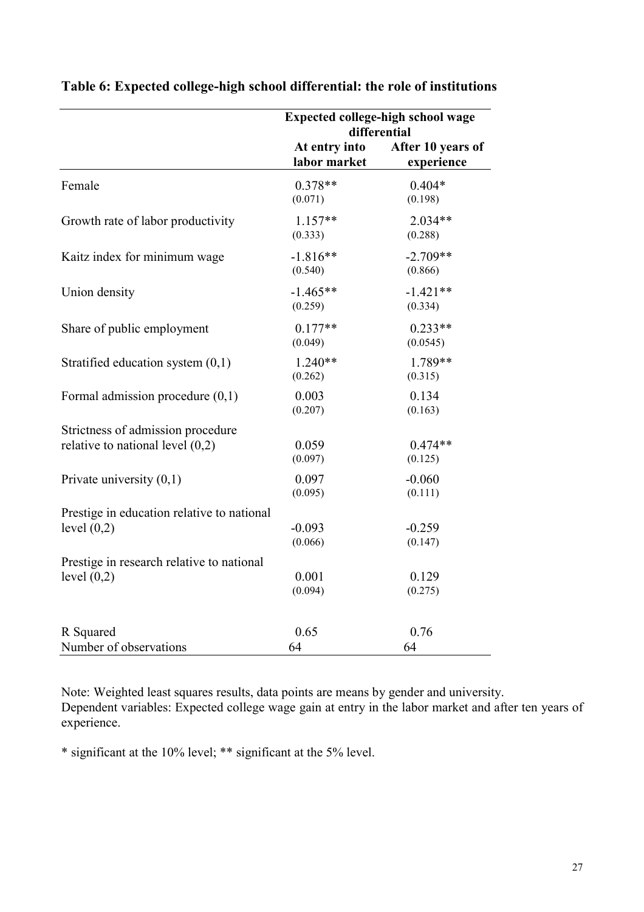**Table 6: Expected college-high school differential: the role of institutions**

| | Expected college-high school wage differential | |
|---|---|---|
| | At entry into labor market | After 10 years of experience |
| Female | 0.378** | 0.404* |
| | (0.071) | (0.198) |
| Growth rate of labor productivity | 1.157** | 2.034** |
| | (0.333) | (0.288) |
| Kaitz index for minimum wage | -1.816** | -2.709** |
| | (0.540) | (0.866) |
| Union density | -1.465** | -1.421** |
| | (0.259) | (0.334) |
| Share of public employment | 0.177** | 0.233** |
| | (0.049) | (0.0545) |
| Stratified education system (0,1) | 1.240** | 1.789** |
| | (0.262) | (0.315) |
| Formal admission procedure (0,1) | 0.003 | 0.134 |
| | (0.207) | (0.163) |
| Strictness of admission procedure relative to national level (0,2) | 0.059 | 0.474** |
| | (0.097) | (0.125) |
| Private university (0,1) | 0.097 | -0.060 |
| | (0.095) | (0.111) |
| Prestige in education relative to national level (0,2) | -0.093 | -0.259 |
| | (0.066) | (0.147) |
| Prestige in research relative to national level (0,2) | 0.001 | 0.129 |
| | (0.094) | (0.275) |
| R Squared | 0.65 | 0.76 |
| Number of observations | 64 | 64 |

Note: Weighted least squares results, data points are means by gender and university.
Dependent variables: Expected college wage gain at entry in the labor market and after ten years of experience.

* significant at the 10% level; ** significant at the 5% level.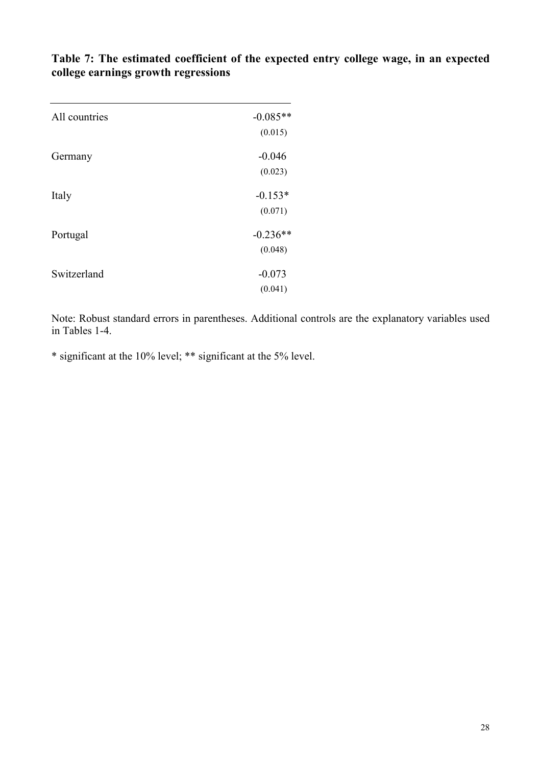**Table 7: The estimated coefficient of the expected entry college wage, in an expected college earnings growth regressions**

| | |
|---|---|
| All countries | -0.085** |
| | (0.015) |
| Germany | -0.046 |
| | (0.023) |
| Italy | -0.153* |
| | (0.071) |
| Portugal | -0.236** |
| | (0.048) |
| Switzerland | -0.073 |
| | (0.041) |

Note: Robust standard errors in parentheses. Additional controls are the explanatory variables used in Tables 1-4.

* significant at the 10% level; ** significant at the 5% level.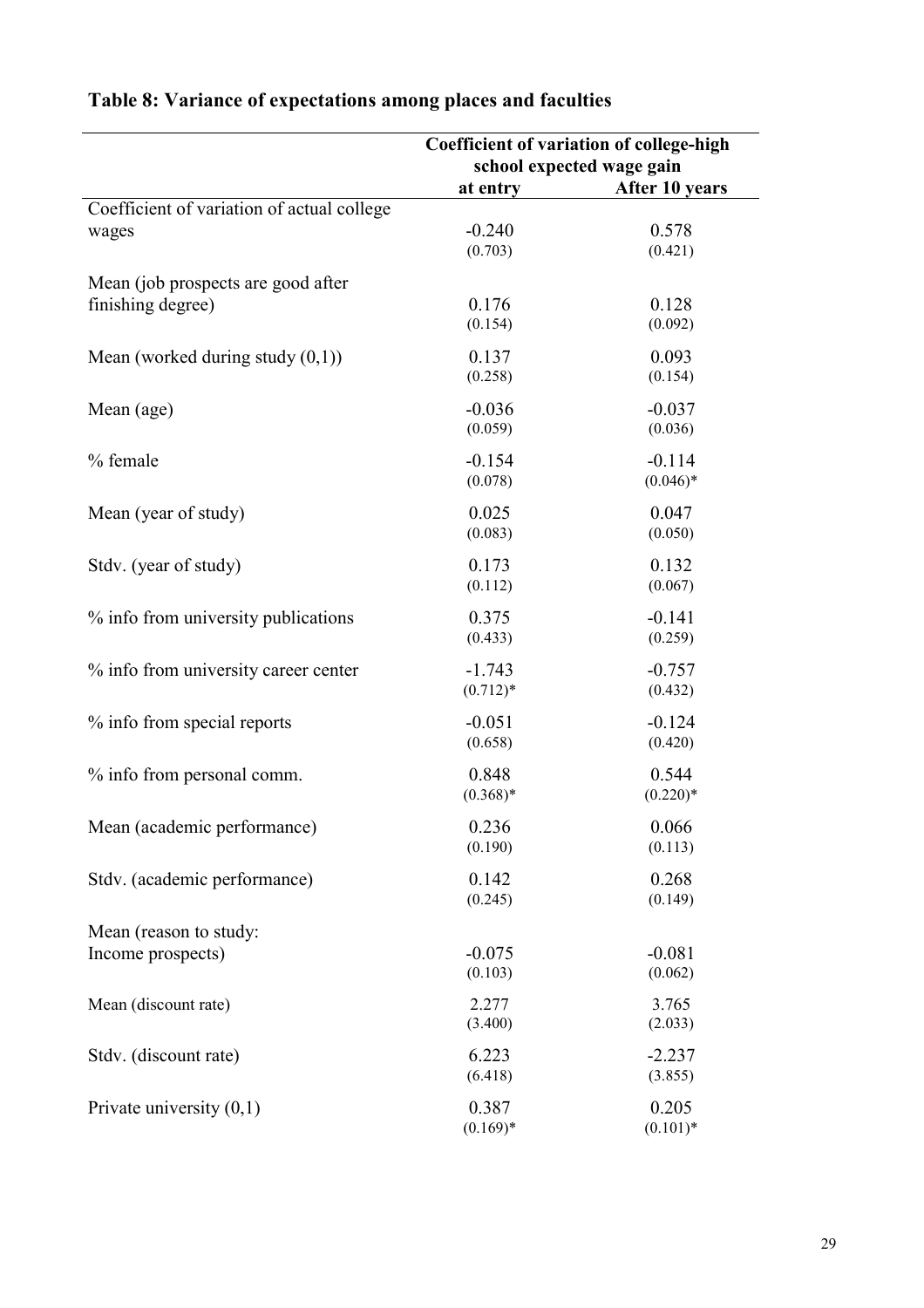## Table 8: Variance of expectations among places and faculties

| | Coefficient of variation of college-high school expected wage gain | |
|---|---|---|
| | at entry | After 10 years |
| Coefficient of variation of actual college wages | -0.240 | 0.578 |
| | (0.703) | (0.421) |
| Mean (job prospects are good after finishing degree) | 0.176 | 0.128 |
| | (0.154) | (0.092) |
| Mean (worked during study (0,1)) | 0.137 | 0.093 |
| | (0.258) | (0.154) |
| Mean (age) | -0.036 | -0.037 |
| | (0.059) | (0.036) |
| % female | -0.154 | -0.114 |
| | (0.078) | (0.046)* |
| Mean (year of study) | 0.025 | 0.047 |
| | (0.083) | (0.050) |
| Stdv. (year of study) | 0.173 | 0.132 |
| | (0.112) | (0.067) |
| % info from university publications | 0.375 | -0.141 |
| | (0.433) | (0.259) |
| % info from university career center | -1.743 | -0.757 |
| | (0.712)* | (0.432) |
| % info from special reports | -0.051 | -0.124 |
| | (0.658) | (0.420) |
| % info from personal comm. | 0.848 | 0.544 |
| | (0.368)* | (0.220)* |
| Mean (academic performance) | 0.236 | 0.066 |
| | (0.190) | (0.113) |
| Stdv. (academic performance) | 0.142 | 0.268 |
| | (0.245) | (0.149) |
| Mean (reason to study: Income prospects) | -0.075 | -0.081 |
| | (0.103) | (0.062) |
| Mean (discount rate) | 2.277 | 3.765 |
| | (3.400) | (2.033) |
| Stdv. (discount rate) | 6.223 | -2.237 |
| | (6.418) | (3.855) |
| Private university (0,1) | 0.387 | 0.205 |
| | (0.169)* | (0.101)* |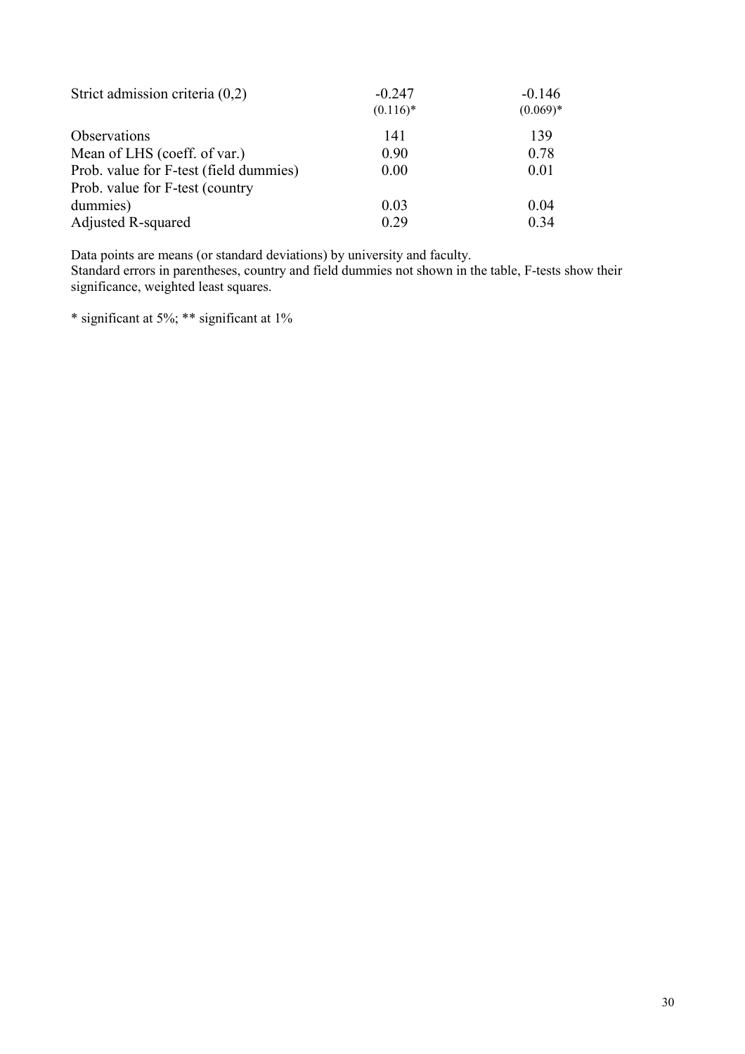|  |  |  |
| --- | --- | --- |
| Strict admission criteria (0,2) | -0.247 | -0.146 |
|  | (0.116)* | (0.069)* |
| Observations | 141 | 139 |
| Mean of LHS (coeff. of var.) | 0.90 | 0.78 |
| Prob. value for F-test (field dummies) | 0.00 | 0.01 |
| Prob. value for F-test (country dummies) | 0.03 | 0.04 |
| Adjusted R-squared | 0.29 | 0.34 |

Data points are means (or standard deviations) by university and faculty.
Standard errors in parentheses, country and field dummies not shown in the table, F-tests show their significance, weighted least squares.

* significant at 5%; ** significant at 1%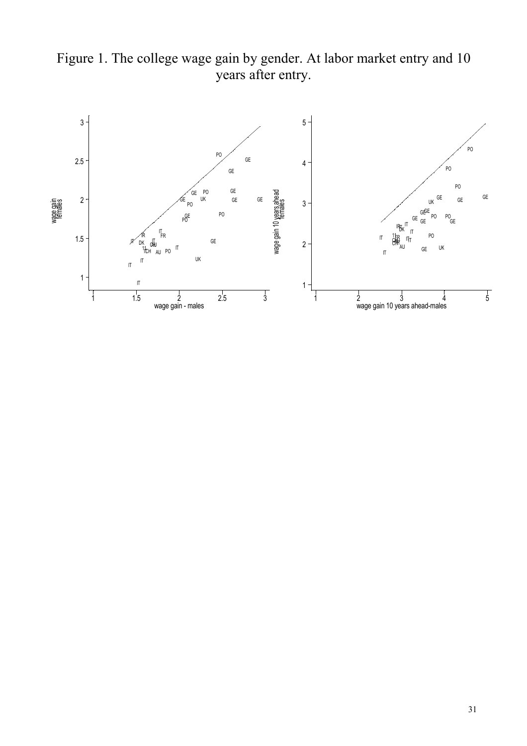Figure 1. The college wage gain by gender. At labor market entry and 10 years after entry.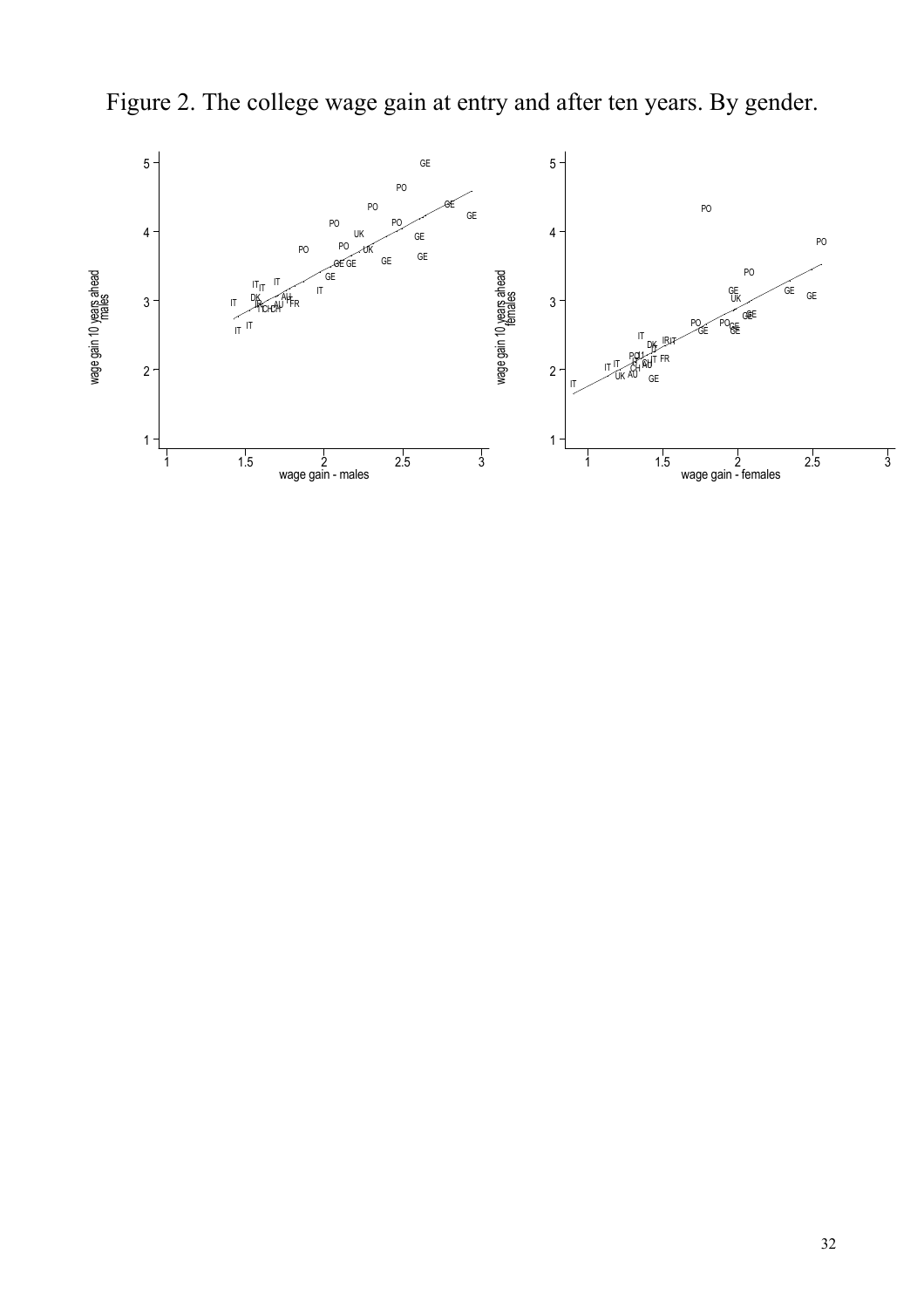Figure 2. The college wage gain at entry and after ten years. By gender.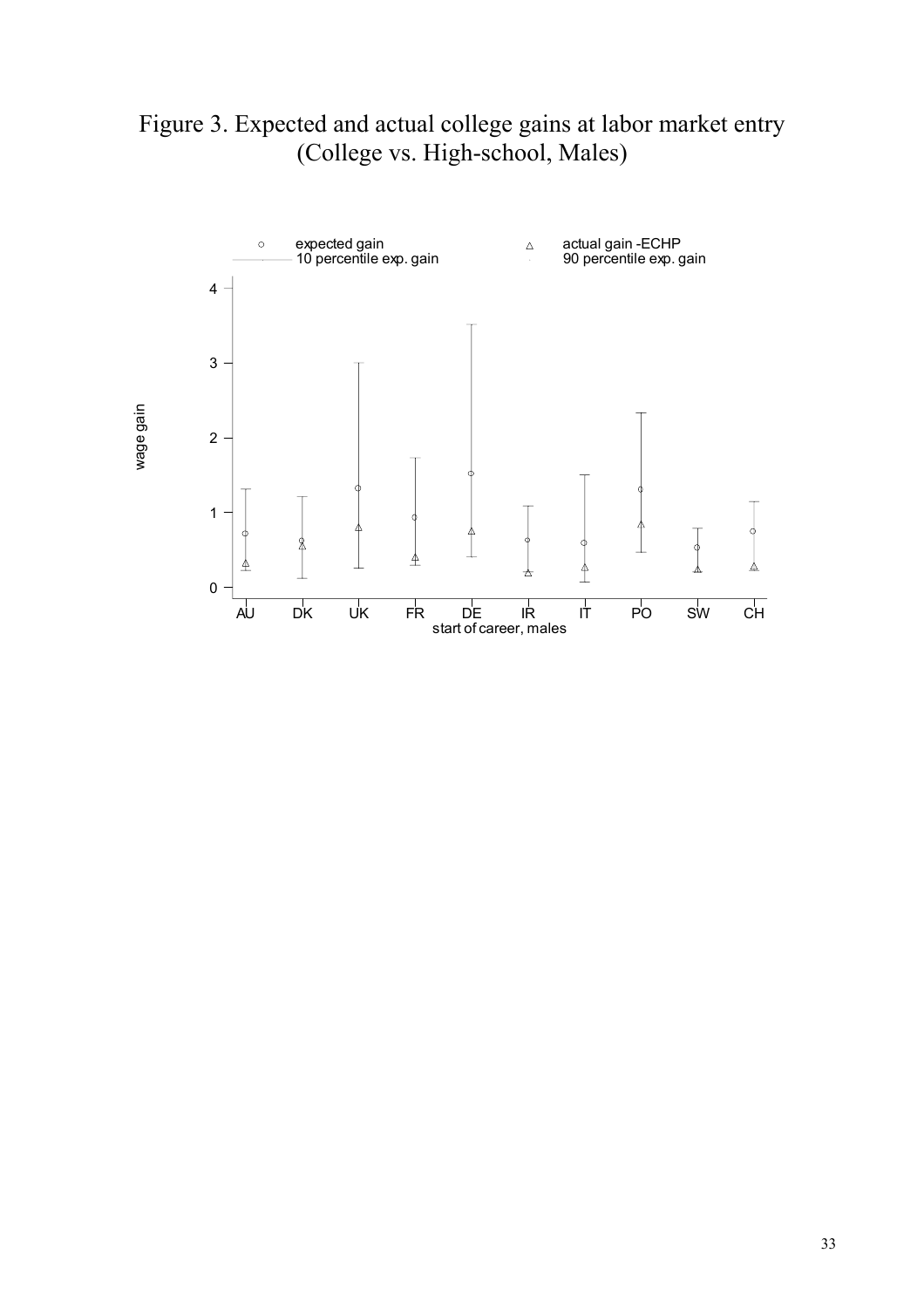Figure 3. Expected and actual college gains at labor market entry (College vs. High-school, Males)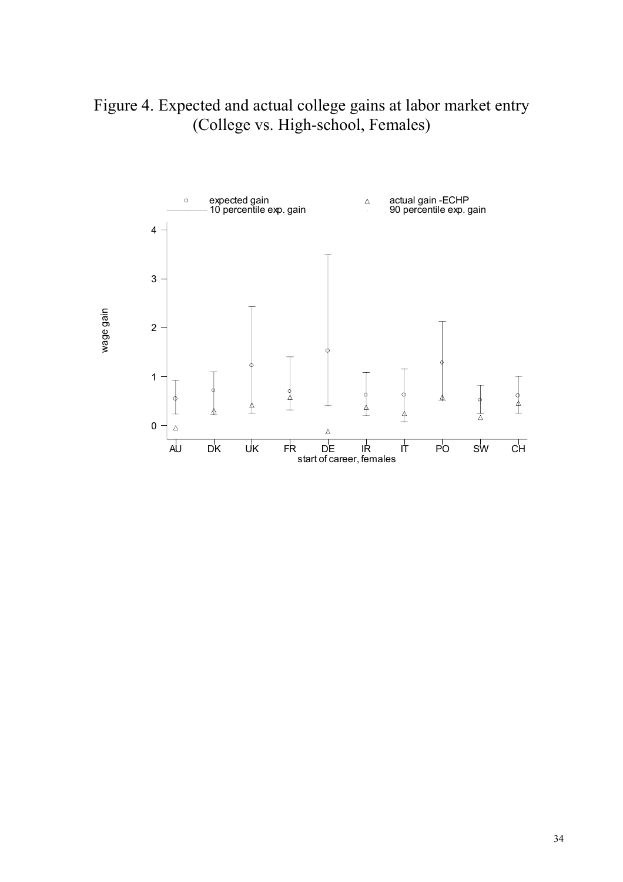Figure 4. Expected and actual college gains at labor market entry (College vs. High-school, Females)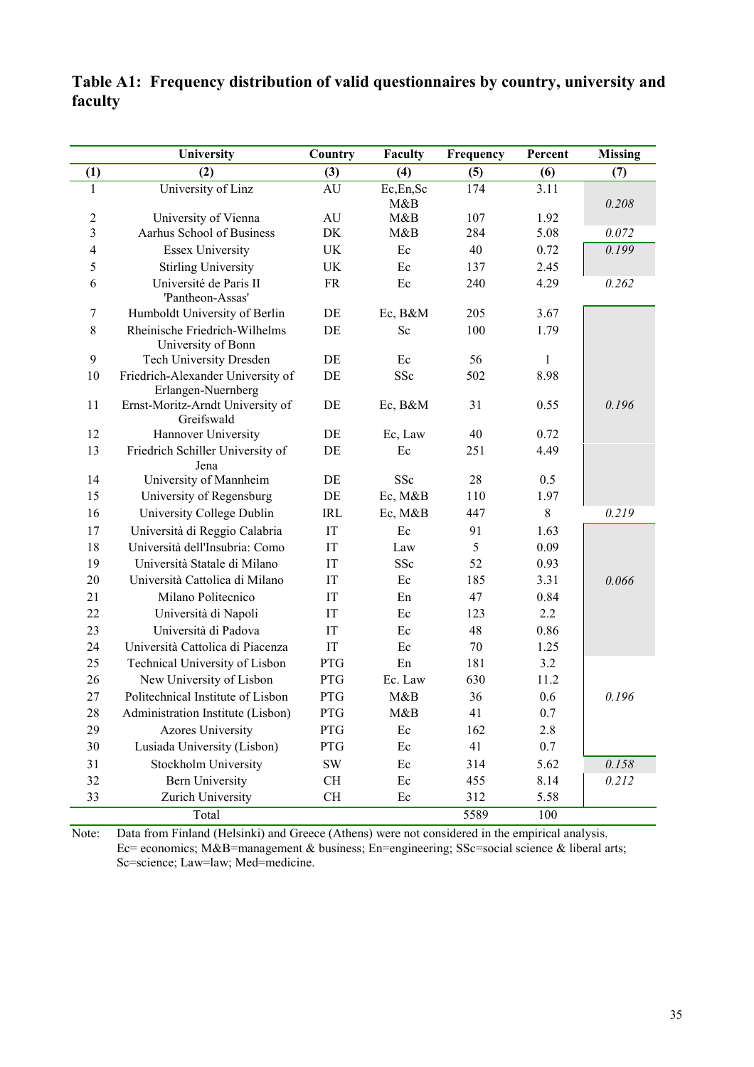## Table A1: Frequency distribution of valid questionnaires by country, university and faculty

| | University | Country | Faculty | Frequency | Percent | Missing |
|---|---|---|---|---|---|---|
| (1) | (2) | (3) | (4) | (5) | (6) | (7) |
| 1 | University of Linz | AU | Ec,En,Sc M&B | 174 | 3.11 | 0.208 |
| 2 | University of Vienna | AU | M&B | 107 | 1.92 | |
| 3 | Aarhus School of Business | DK | M&B | 284 | 5.08 | 0.072 |
| 4 | Essex University | UK | Ec | 40 | 0.72 | 0.199 |
| 5 | Stirling University | UK | Ec | 137 | 2.45 | |
| 6 | Université de Paris II 'Pantheon-Assas' | FR | Ec | 240 | 4.29 | 0.262 |
| 7 | Humboldt University of Berlin | DE | Ec, B&M | 205 | 3.67 | 0.196 |
| 8 | Rheinische Friedrich-Wilhelms University of Bonn | DE | Sc | 100 | 1.79 | |
| 9 | Tech University Dresden | DE | Ec | 56 | 1 | |
| 10 | Friedrich-Alexander University of Erlangen-Nuernberg | DE | SSc | 502 | 8.98 | |
| 11 | Ernst-Moritz-Arndt University of Greifswald | DE | Ec, B&M | 31 | 0.55 | |
| 12 | Hannover University | DE | Ec, Law | 40 | 0.72 | |
| 13 | Friedrich Schiller University of Jena | DE | Ec | 251 | 4.49 | |
| 14 | University of Mannheim | DE | SSc | 28 | 0.5 | |
| 15 | University of Regensburg | DE | Ec, M&B | 110 | 1.97 | |
| 16 | University College Dublin | IRL | Ec, M&B | 447 | 8 | 0.219 |
| 17 | Università di Reggio Calabria | IT | Ec | 91 | 1.63 | 0.066 |
| 18 | Università dell'Insubria: Como | IT | Law | 5 | 0.09 | |
| 19 | Università Statale di Milano | IT | SSc | 52 | 0.93 | |
| 20 | Università Cattolica di Milano | IT | Ec | 185 | 3.31 | |
| 21 | Milano Politecnico | IT | En | 47 | 0.84 | |
| 22 | Università di Napoli | IT | Ec | 123 | 2.2 | |
| 23 | Università di Padova | IT | Ec | 48 | 0.86 | |
| 24 | Università Cattolica di Piacenza | IT | Ec | 70 | 1.25 | |
| 25 | Technical University of Lisbon | PTG | En | 181 | 3.2 | 0.196 |
| 26 | New University of Lisbon | PTG | Ec. Law | 630 | 11.2 | |
| 27 | Politechnical Institute of Lisbon | PTG | M&B | 36 | 0.6 | |
| 28 | Administration Institute (Lisbon) | PTG | M&B | 41 | 0.7 | |
| 29 | Azores University | PTG | Ec | 162 | 2.8 | |
| 30 | Lusiada University (Lisbon) | PTG | Ec | 41 | 0.7 | |
| 31 | Stockholm University | SW | Ec | 314 | 5.62 | 0.158 |
| 32 | Bern University | CH | Ec | 455 | 8.14 | 0.212 |
| 33 | Zurich University | CH | Ec | 312 | 5.58 | |
| | Total | | | 5589 | 100 | |

Note: Data from Finland (Helsinki) and Greece (Athens) were not considered in the empirical analysis. Ec= economics; M&B=management & business; En=engineering; SSc=social science & liberal arts; Sc=science; Law=law; Med=medicine.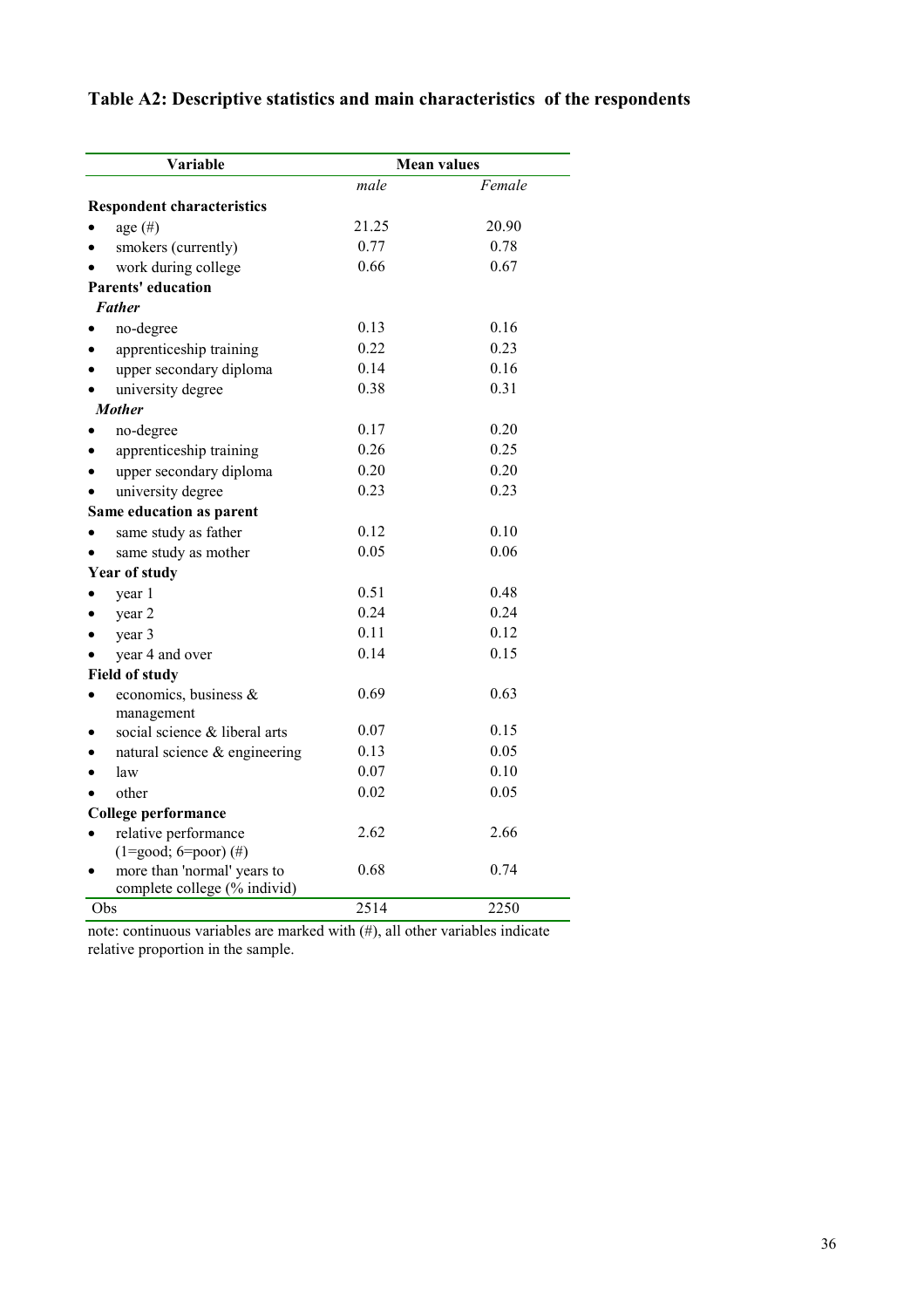## Table A2: Descriptive statistics and main characteristics of the respondents

| Variable | Mean values | |
|---|---|---|
| | *male* | *Female* |
| **Respondent characteristics** | | |
| • age (#) | 21.25 | 20.90 |
| • smokers (currently) | 0.77 | 0.78 |
| • work during college | 0.66 | 0.67 |
| **Parents' education** | | |
| ***Father*** | | |
| • no-degree | 0.13 | 0.16 |
| • apprenticeship training | 0.22 | 0.23 |
| • upper secondary diploma | 0.14 | 0.16 |
| • university degree | 0.38 | 0.31 |
| ***Mother*** | | |
| • no-degree | 0.17 | 0.20 |
| • apprenticeship training | 0.26 | 0.25 |
| • upper secondary diploma | 0.20 | 0.20 |
| • university degree | 0.23 | 0.23 |
| **Same education as parent** | | |
| • same study as father | 0.12 | 0.10 |
| • same study as mother | 0.05 | 0.06 |
| **Year of study** | | |
| • year 1 | 0.51 | 0.48 |
| • year 2 | 0.24 | 0.24 |
| • year 3 | 0.11 | 0.12 |
| • year 4 and over | 0.14 | 0.15 |
| **Field of study** | | |
| • economics, business & management | 0.69 | 0.63 |
| • social science & liberal arts | 0.07 | 0.15 |
| • natural science & engineering | 0.13 | 0.05 |
| • law | 0.07 | 0.10 |
| • other | 0.02 | 0.05 |
| **College performance** | | |
| • relative performance (1=good; 6=poor) (#) | 2.62 | 2.66 |
| • more than 'normal' years to complete college (% individ) | 0.68 | 0.74 |
| Obs | 2514 | 2250 |

note: continuous variables are marked with (#), all other variables indicate relative proportion in the sample.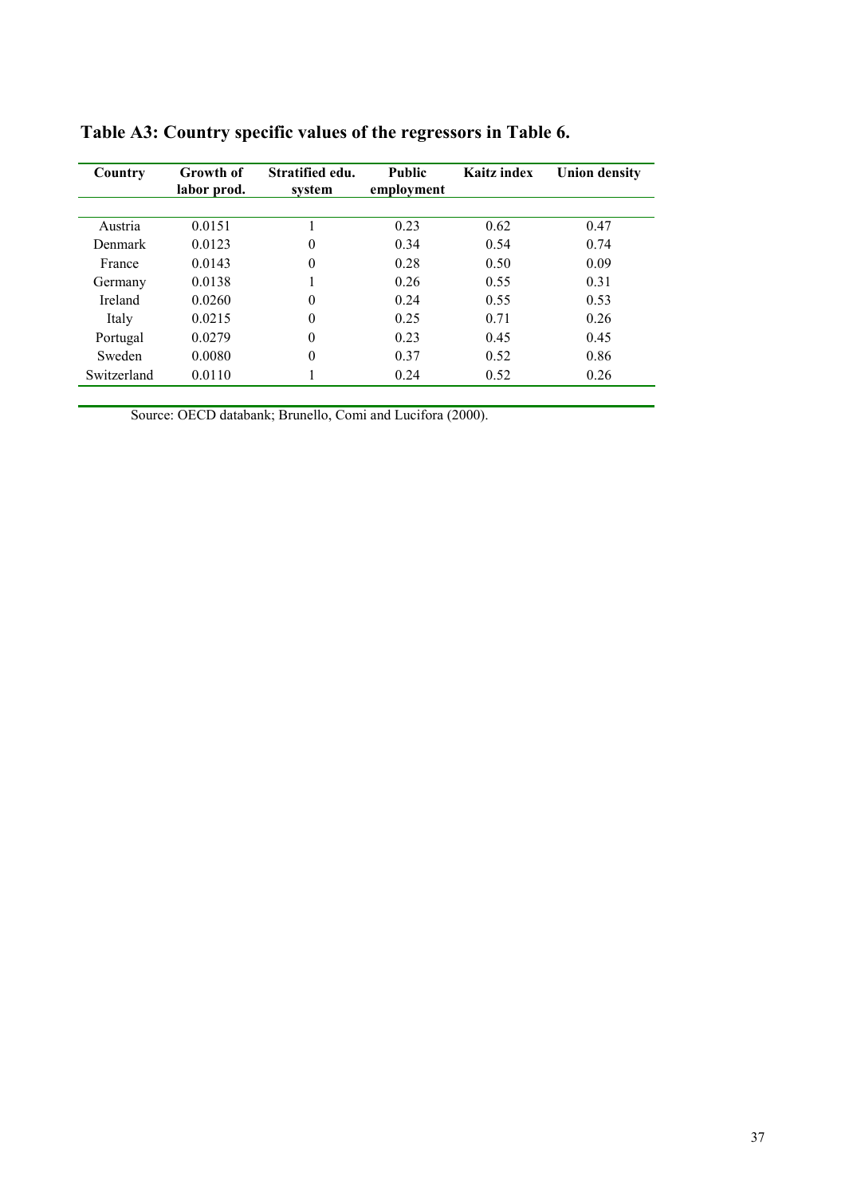# Table A3: Country specific values of the regressors in Table 6.

| Country | Growth of labor prod. | Stratified edu. system | Public employment | Kaitz index | Union density |
|---|---|---|---|---|---|
| Austria | 0.0151 | 1 | 0.23 | 0.62 | 0.47 |
| Denmark | 0.0123 | 0 | 0.34 | 0.54 | 0.74 |
| France | 0.0143 | 0 | 0.28 | 0.50 | 0.09 |
| Germany | 0.0138 | 1 | 0.26 | 0.55 | 0.31 |
| Ireland | 0.0260 | 0 | 0.24 | 0.55 | 0.53 |
| Italy | 0.0215 | 0 | 0.25 | 0.71 | 0.26 |
| Portugal | 0.0279 | 0 | 0.23 | 0.45 | 0.45 |
| Sweden | 0.0080 | 0 | 0.37 | 0.52 | 0.86 |
| Switzerland | 0.0110 | 1 | 0.24 | 0.52 | 0.26 |

Source: OECD databank; Brunello, Comi and Lucifora (2000).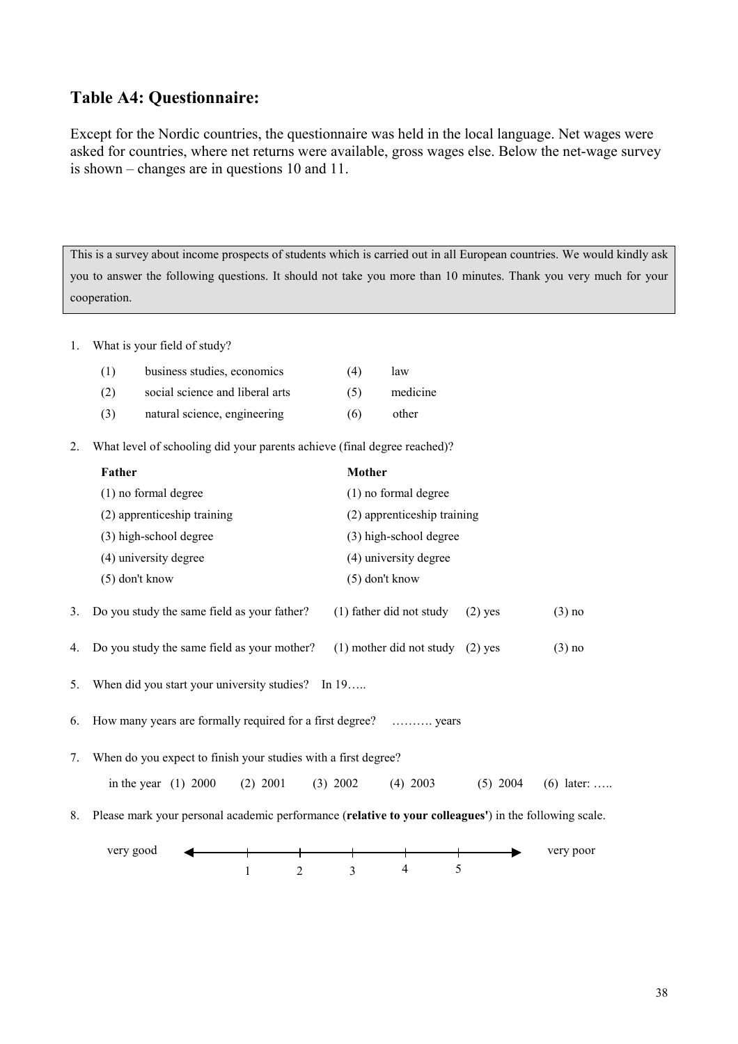## Table A4: Questionnaire:

Except for the Nordic countries, the questionnaire was held in the local language. Net wages were asked for countries, where net returns were available, gross wages else. Below the net-wage survey is shown – changes are in questions 10 and 11.

> This is a survey about income prospects of students which is carried out in all European countries. We would kindly ask you to answer the following questions. It should not take you more than 10 minutes. Thank you very much for your cooperation.

1. What is your field of study?

| | | | |
|---|---|---|---|
| (1) | business studies, economics | (4) | law |
| (2) | social science and liberal arts | (5) | medicine |
| (3) | natural science, engineering | (6) | other |

2. What level of schooling did your parents achieve (final degree reached)?

| **Father** | **Mother** |
|---|---|
| (1) no formal degree | (1) no formal degree |
| (2) apprenticeship training | (2) apprenticeship training |
| (3) high-school degree | (3) high-school degree |
| (4) university degree | (4) university degree |
| (5) don't know | (5) don't know |

3. Do you study the same field as your father? (1) father did not study (2) yes (3) no

4. Do you study the same field as your mother? (1) mother did not study (2) yes (3) no

5. When did you start your university studies? In 19…..

6. How many years are formally required for a first degree? ………. years

7. When do you expect to finish your studies with a first degree?

   in the year (1) 2000 (2) 2001 (3) 2002 (4) 2003 (5) 2004 (6) later: …..

8. Please mark your personal academic performance (**relative to your colleagues'**) in the following scale.

   very good ◄—1—2—3—4—5—► very poor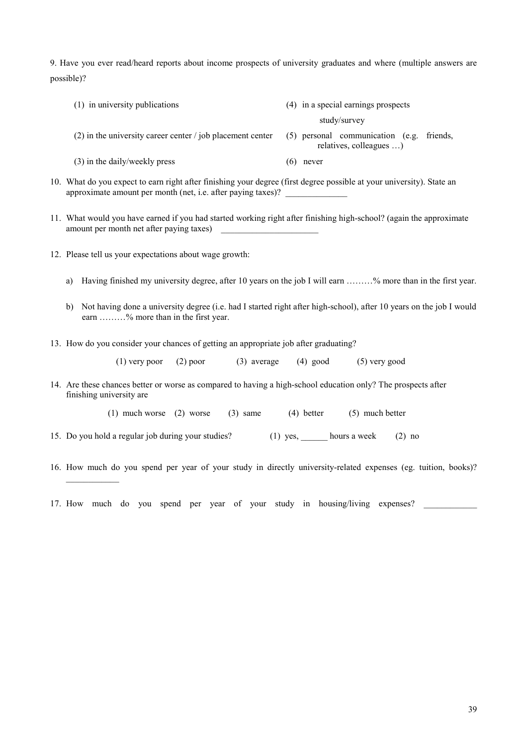9. Have you ever read/heard reports about income prospects of university graduates and where (multiple answers are possible)?

(1) in university publications

(2) in the university career center / job placement center

(3) in the daily/weekly press

(4) in a special earnings prospects study/survey

(5) personal communication (e.g. friends, relatives, colleagues …)

(6) never

10. What do you expect to earn right after finishing your degree (first degree possible at your university). State an approximate amount per month (net, i.e. after paying taxes)? ______________

11. What would you have earned if you had started working right after finishing high-school? (again the approximate amount per month net after paying taxes) ______________________

12. Please tell us your expectations about wage growth:

    a) Having finished my university degree, after 10 years on the job I will earn ………% more than in the first year.

    b) Not having done a university degree (i.e. had I started right after high-school), after 10 years on the job I would earn ………% more than in the first year.

13. How do you consider your chances of getting an appropriate job after graduating?

    (1) very poor (2) poor (3) average (4) good (5) very good

14. Are these chances better or worse as compared to having a high-school education only? The prospects after finishing university are

    (1) much worse (2) worse (3) same (4) better (5) much better

15. Do you hold a regular job during your studies? (1) yes, ______ hours a week (2) no

16. How much do you spend per year of your study in directly university-related expenses (eg. tuition, books)? ____________

17. How much do you spend per year of your study in housing/living expenses? ____________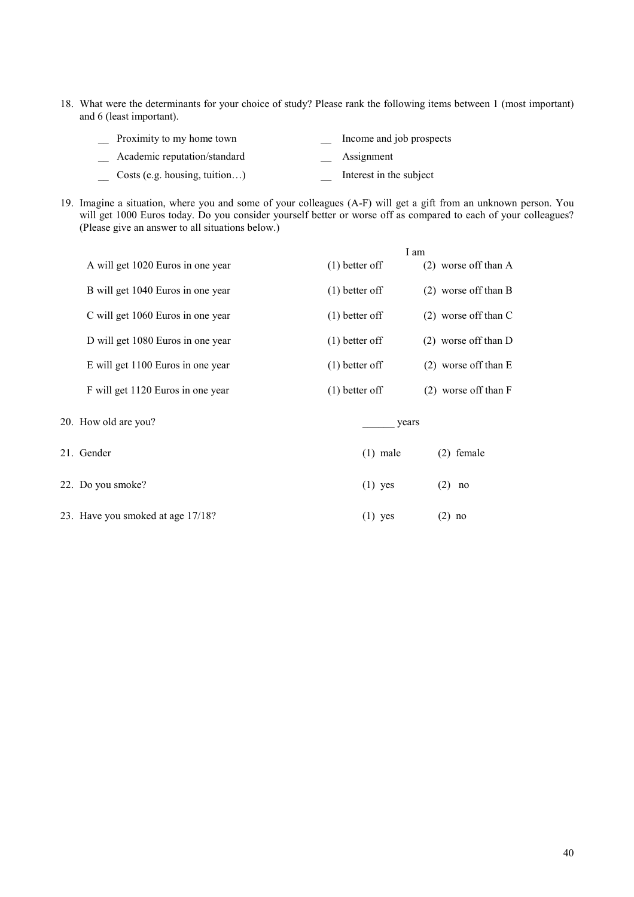18. What were the determinants for your choice of study? Please rank the following items between 1 (most important) and 6 (least important).

    __ Proximity to my home town

    __ Income and job prospects

    __ Academic reputation/standard

    __ Assignment

    __ Costs (e.g. housing, tuition…)

    __ Interest in the subject

19. Imagine a situation, where you and some of your colleagues (A-F) will get a gift from an unknown person. You will get 1000 Euros today. Do you consider yourself better or worse off as compared to each of your colleagues? (Please give an answer to all situations below.)

| | I am | |
|---|---|---|
| A will get 1020 Euros in one year | (1) better off | (2) worse off than A |
| B will get 1040 Euros in one year | (1) better off | (2) worse off than B |
| C will get 1060 Euros in one year | (1) better off | (2) worse off than C |
| D will get 1080 Euros in one year | (1) better off | (2) worse off than D |
| E will get 1100 Euros in one year | (1) better off | (2) worse off than E |
| F will get 1120 Euros in one year | (1) better off | (2) worse off than F |

20. How old are you? ______ years

21. Gender (1) male (2) female

22. Do you smoke? (1) yes (2) no

23. Have you smoked at age 17/18? (1) yes (2) no